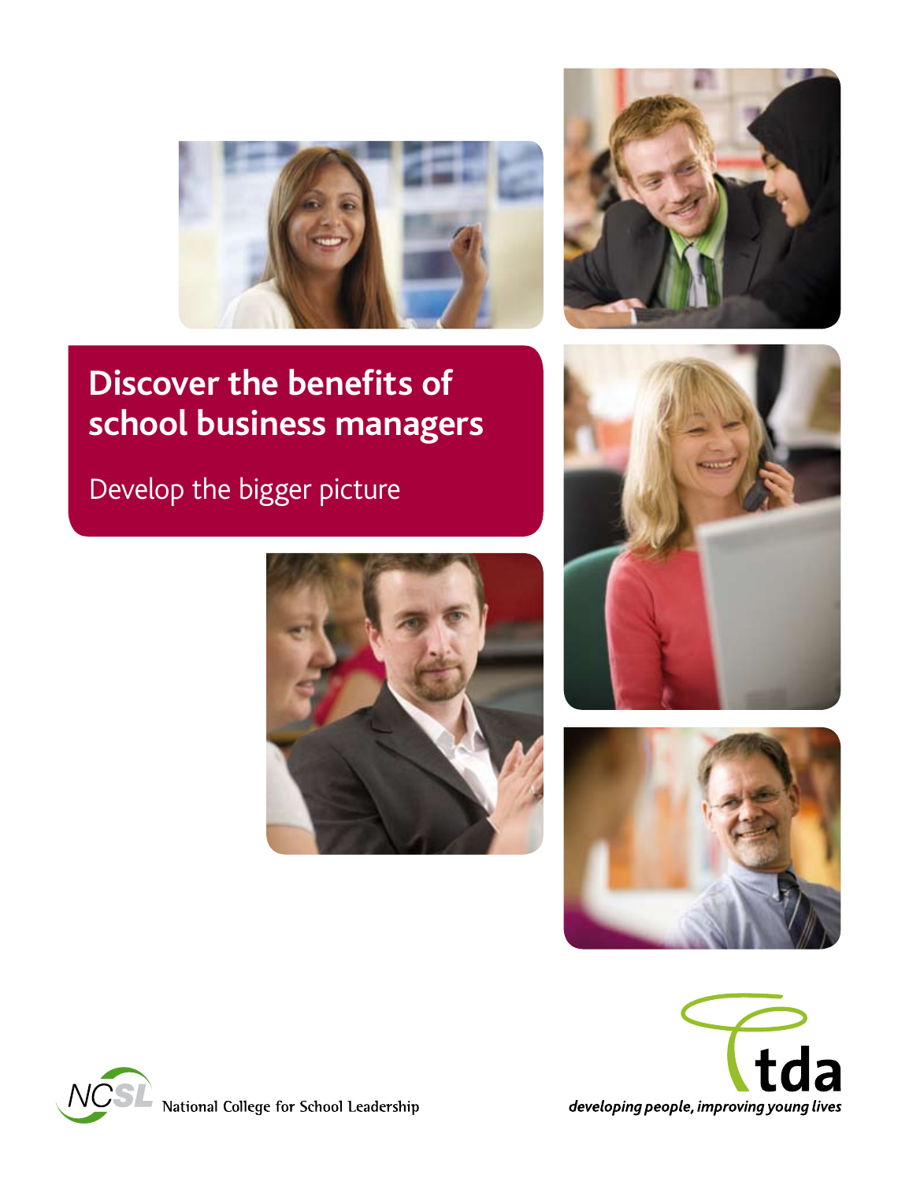# Discover the benefits of school business managers

## Develop the bigger picture

NCSL National College for School Leadership

tda

*developing people, improving young lives*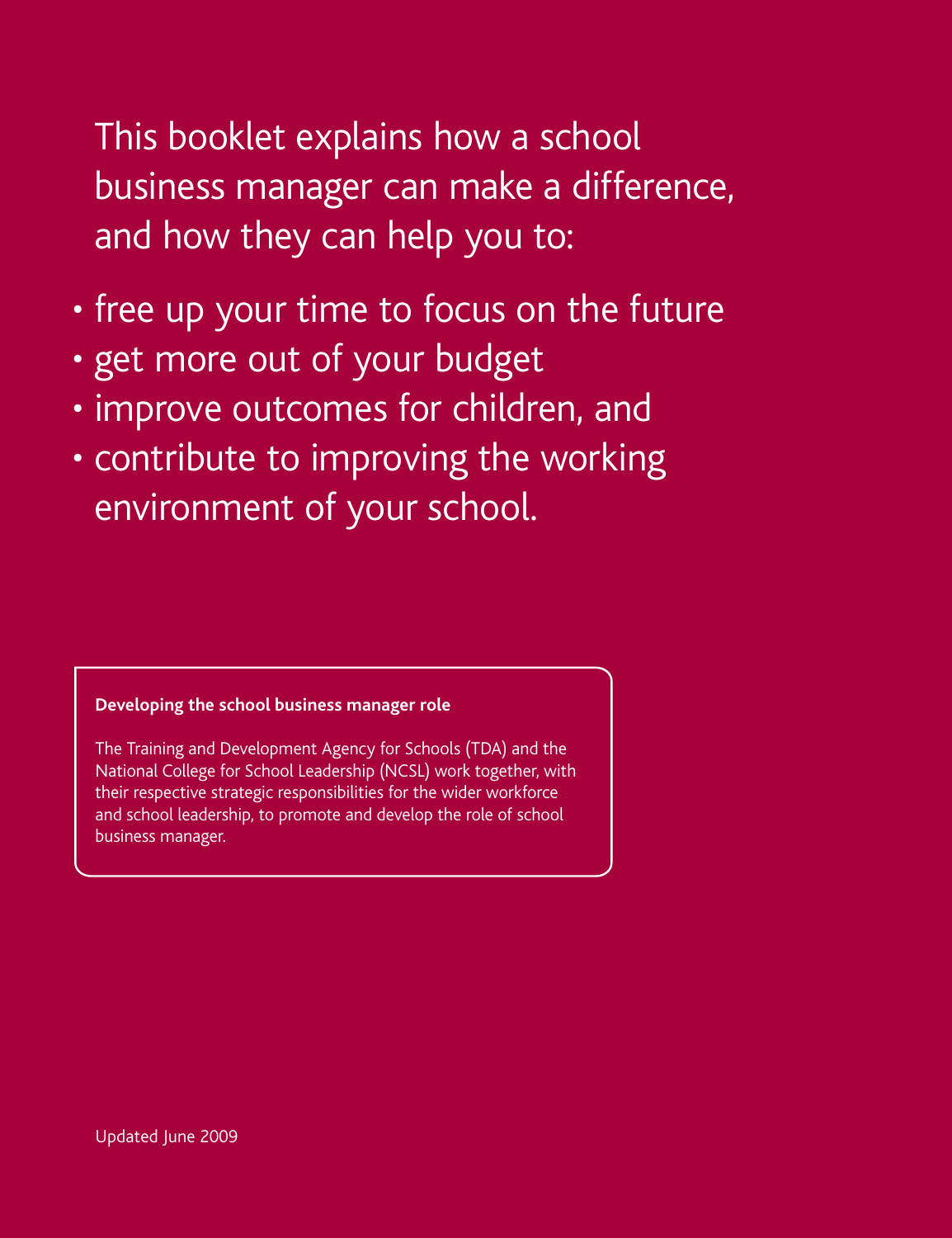This booklet explains how a school business manager can make a difference, and how they can help you to:

- free up your time to focus on the future
- get more out of your budget
- improve outcomes for children, and
- contribute to improving the working environment of your school.

**Developing the school business manager role**

The Training and Development Agency for Schools (TDA) and the National College for School Leadership (NCSL) work together, with their respective strategic responsibilities for the wider workforce and school leadership, to promote and develop the role of school business manager.

Updated June 2009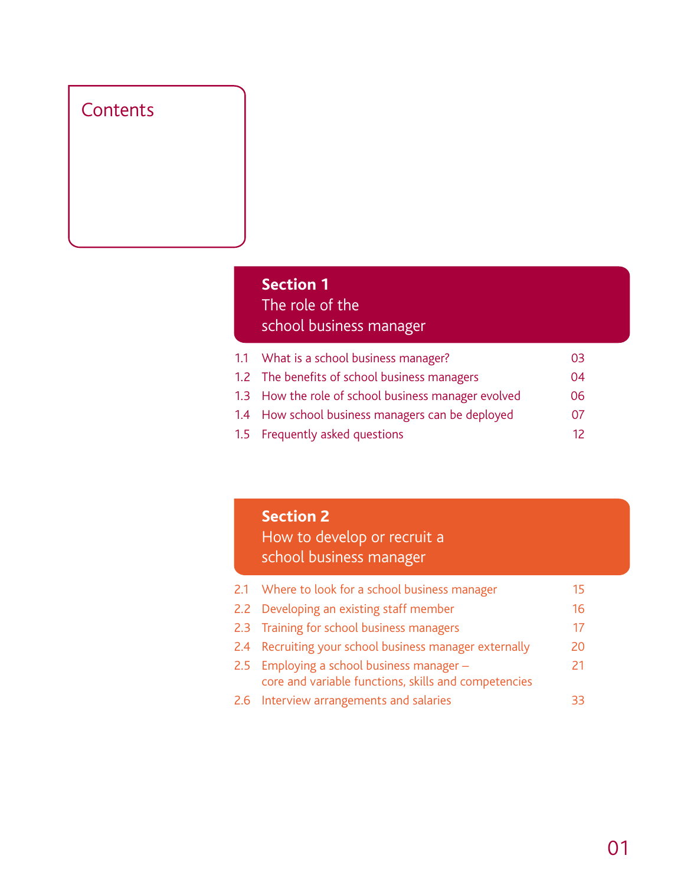# Contents

## Section 1
## The role of the school business manager

| | | |
|---|---|---|
| 1.1 | What is a school business manager? | 03 |
| 1.2 | The benefits of school business managers | 04 |
| 1.3 | How the role of school business manager evolved | 06 |
| 1.4 | How school business managers can be deployed | 07 |
| 1.5 | Frequently asked questions | 12 |

## Section 2
## How to develop or recruit a school business manager

| | | |
|---|---|---|
| 2.1 | Where to look for a school business manager | 15 |
| 2.2 | Developing an existing staff member | 16 |
| 2.3 | Training for school business managers | 17 |
| 2.4 | Recruiting your school business manager externally | 20 |
| 2.5 | Employing a school business manager – core and variable functions, skills and competencies | 21 |
| 2.6 | Interview arrangements and salaries | 33 |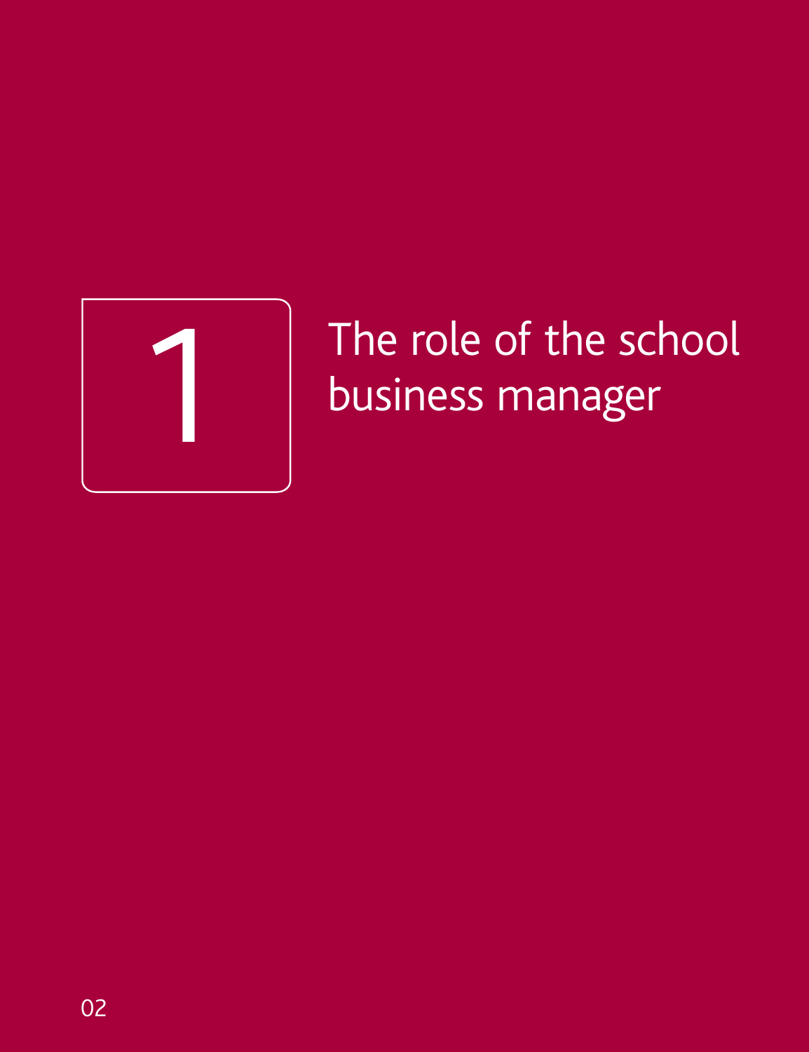# 1 The role of the school business manager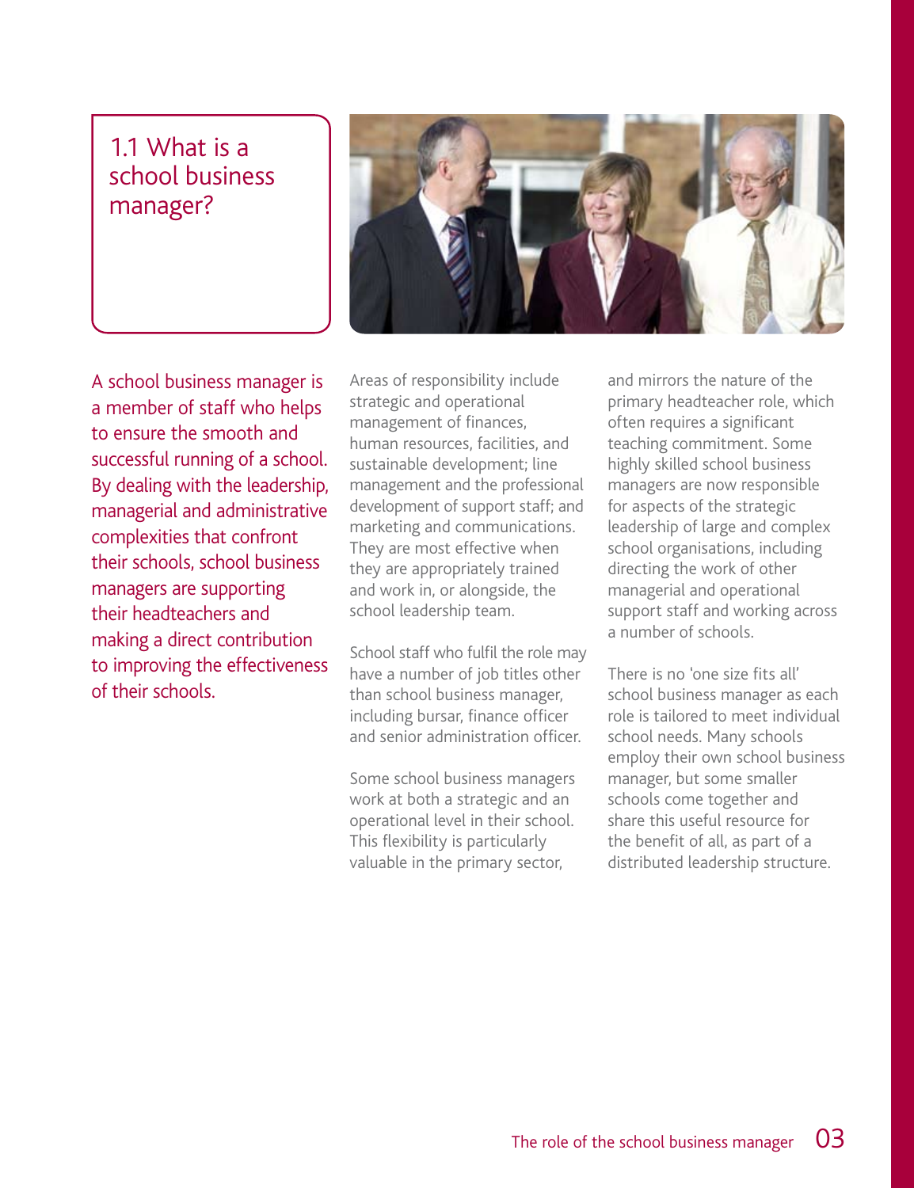## 1.1 What is a school business manager?

A school business manager is a member of staff who helps to ensure the smooth and successful running of a school. By dealing with the leadership, managerial and administrative complexities that confront their schools, school business managers are supporting their headteachers and making a direct contribution to improving the effectiveness of their schools.

Areas of responsibility include strategic and operational management of finances, human resources, facilities, and sustainable development; line management and the professional development of support staff; and marketing and communications. They are most effective when they are appropriately trained and work in, or alongside, the school leadership team.

School staff who fulfil the role may have a number of job titles other than school business manager, including bursar, finance officer and senior administration officer.

Some school business managers work at both a strategic and an operational level in their school. This flexibility is particularly valuable in the primary sector, and mirrors the nature of the primary headteacher role, which often requires a significant teaching commitment. Some highly skilled school business managers are now responsible for aspects of the strategic leadership of large and complex school organisations, including directing the work of other managerial and operational support staff and working across a number of schools.

There is no 'one size fits all' school business manager as each role is tailored to meet individual school needs. Many schools employ their own school business manager, but some smaller schools come together and share this useful resource for the benefit of all, as part of a distributed leadership structure.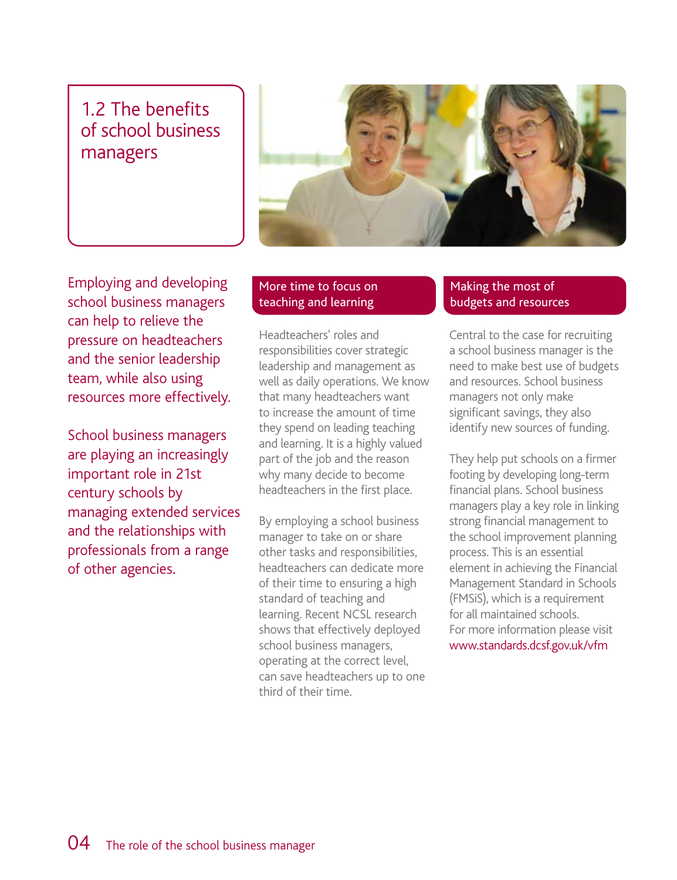# 1.2 The benefits of school business managers

Employing and developing school business managers can help to relieve the pressure on headteachers and the senior leadership team, while also using resources more effectively.

School business managers are playing an increasingly important role in 21st century schools by managing extended services and the relationships with professionals from a range of other agencies.

## More time to focus on teaching and learning

Headteachers' roles and responsibilities cover strategic leadership and management as well as daily operations. We know that many headteachers want to increase the amount of time they spend on leading teaching and learning. It is a highly valued part of the job and the reason why many decide to become headteachers in the first place.

By employing a school business manager to take on or share other tasks and responsibilities, headteachers can dedicate more of their time to ensuring a high standard of teaching and learning. Recent NCSL research shows that effectively deployed school business managers, operating at the correct level, can save headteachers up to one third of their time.

## Making the most of budgets and resources

Central to the case for recruiting a school business manager is the need to make best use of budgets and resources. School business managers not only make significant savings, they also identify new sources of funding.

They help put schools on a firmer footing by developing long-term financial plans. School business managers play a key role in linking strong financial management to the school improvement planning process. This is an essential element in achieving the Financial Management Standard in Schools (FMSiS), which is a requirement for all maintained schools. For more information please visit www.standards.dcsf.gov.uk/vfm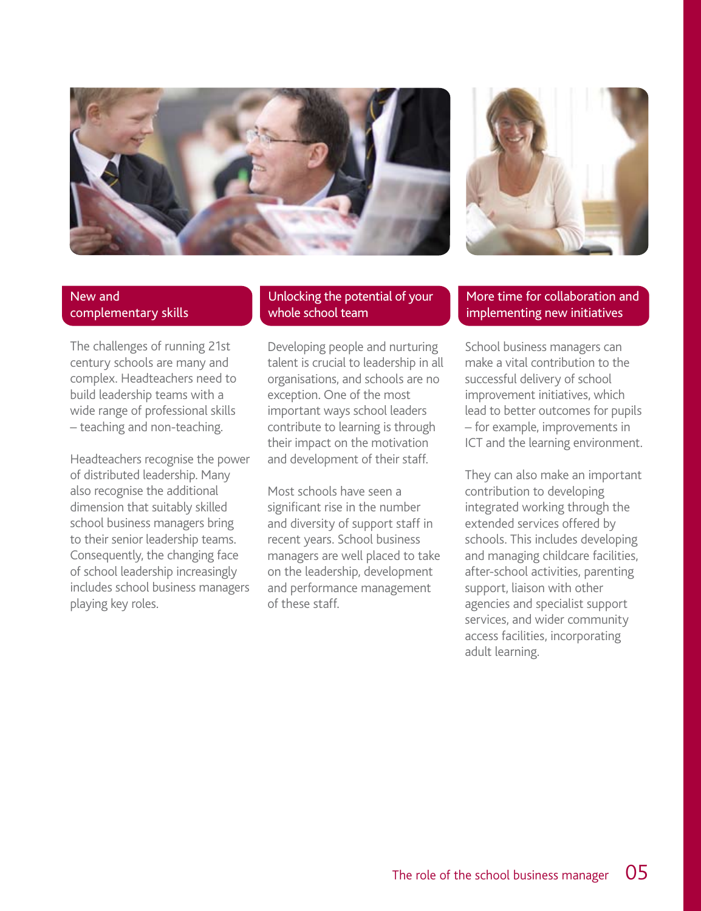## New and complementary skills

The challenges of running 21st century schools are many and complex. Headteachers need to build leadership teams with a wide range of professional skills – teaching and non-teaching.

Headteachers recognise the power of distributed leadership. Many also recognise the additional dimension that suitably skilled school business managers bring to their senior leadership teams. Consequently, the changing face of school leadership increasingly includes school business managers playing key roles.

## Unlocking the potential of your whole school team

Developing people and nurturing talent is crucial to leadership in all organisations, and schools are no exception. One of the most important ways school leaders contribute to learning is through their impact on the motivation and development of their staff.

Most schools have seen a significant rise in the number and diversity of support staff in recent years. School business managers are well placed to take on the leadership, development and performance management of these staff.

## More time for collaboration and implementing new initiatives

School business managers can make a vital contribution to the successful delivery of school improvement initiatives, which lead to better outcomes for pupils – for example, improvements in ICT and the learning environment.

They can also make an important contribution to developing integrated working through the extended services offered by schools. This includes developing and managing childcare facilities, after-school activities, parenting support, liaison with other agencies and specialist support services, and wider community access facilities, incorporating adult learning.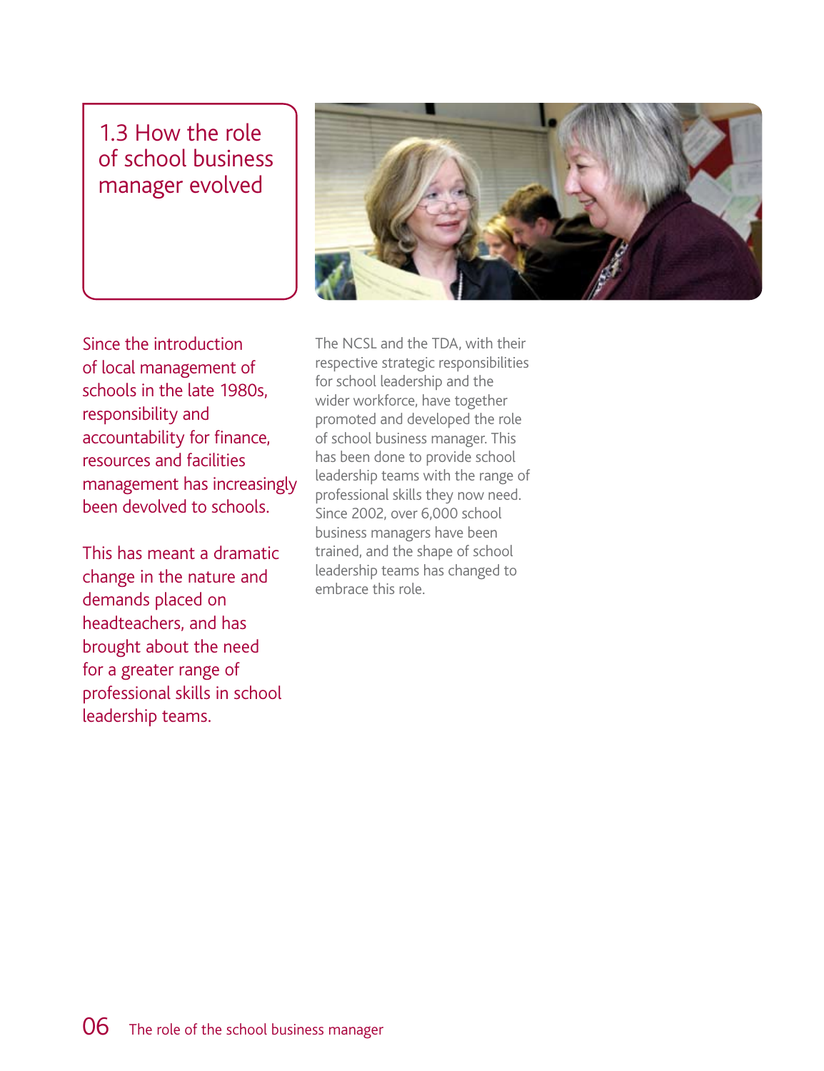## 1.3 How the role of school business manager evolved

Since the introduction of local management of schools in the late 1980s, responsibility and accountability for finance, resources and facilities management has increasingly been devolved to schools.

This has meant a dramatic change in the nature and demands placed on headteachers, and has brought about the need for a greater range of professional skills in school leadership teams.

The NCSL and the TDA, with their respective strategic responsibilities for school leadership and the wider workforce, have together promoted and developed the role of school business manager. This has been done to provide school leadership teams with the range of professional skills they now need. Since 2002, over 6,000 school business managers have been trained, and the shape of school leadership teams has changed to embrace this role.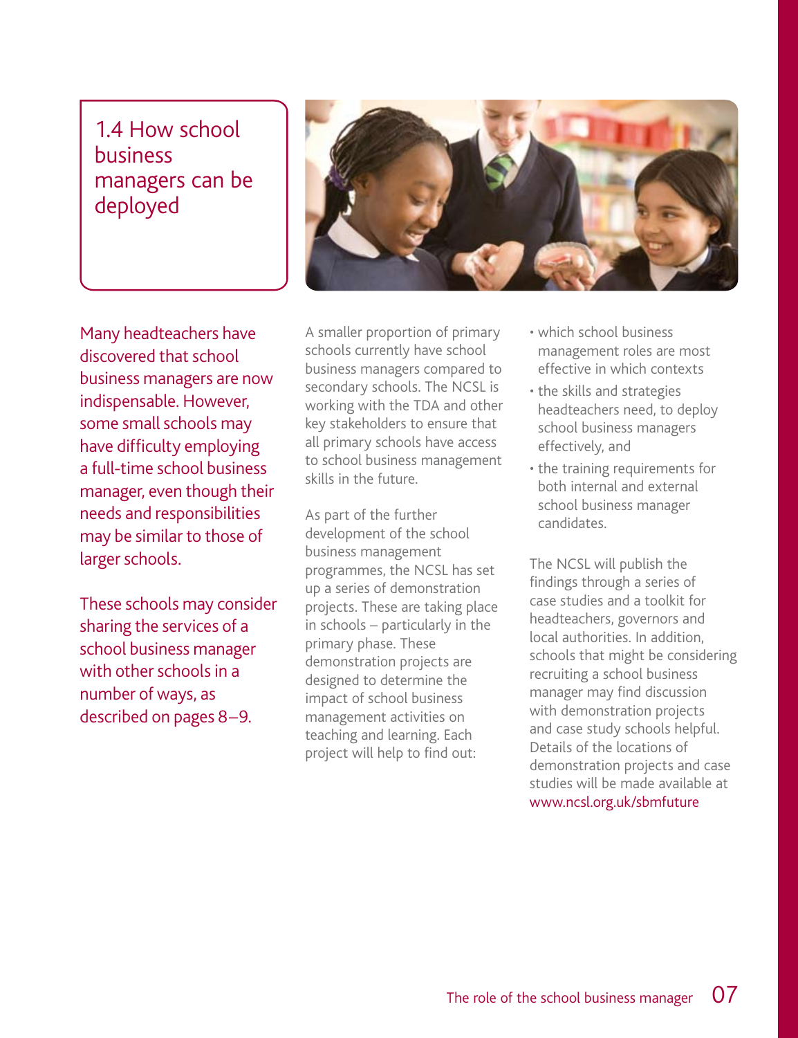## 1.4 How school business managers can be deployed

Many headteachers have discovered that school business managers are now indispensable. However, some small schools may have difficulty employing a full-time school business manager, even though their needs and responsibilities may be similar to those of larger schools.

These schools may consider sharing the services of a school business manager with other schools in a number of ways, as described on pages 8–9.

A smaller proportion of primary schools currently have school business managers compared to secondary schools. The NCSL is working with the TDA and other key stakeholders to ensure that all primary schools have access to school business management skills in the future.

As part of the further development of the school business management programmes, the NCSL has set up a series of demonstration projects. These are taking place in schools – particularly in the primary phase. These demonstration projects are designed to determine the impact of school business management activities on teaching and learning. Each project will help to find out:

- which school business management roles are most effective in which contexts
- the skills and strategies headteachers need, to deploy school business managers effectively, and
- the training requirements for both internal and external school business manager candidates.

The NCSL will publish the findings through a series of case studies and a toolkit for headteachers, governors and local authorities. In addition, schools that might be considering recruiting a school business manager may find discussion with demonstration projects and case study schools helpful. Details of the locations of demonstration projects and case studies will be made available at www.ncsl.org.uk/sbmfuture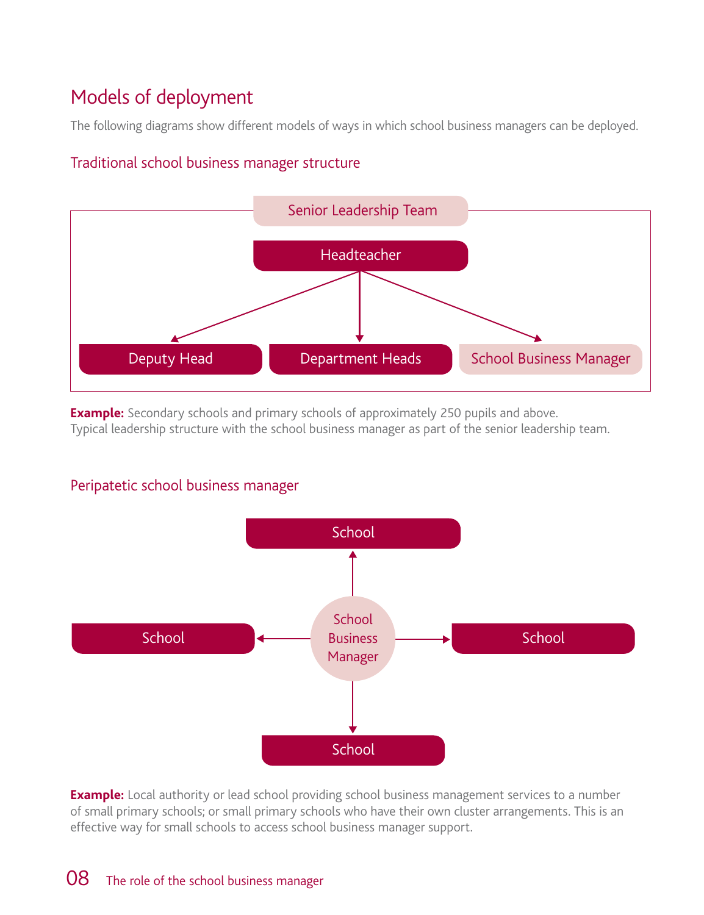## Models of deployment

The following diagrams show different models of ways in which school business managers can be deployed.

### Traditional school business manager structure

Senior Leadership Team

Headteacher

Deputy Head

Department Heads

School Business Manager

**Example:** Secondary schools and primary schools of approximately 250 pupils and above. Typical leadership structure with the school business manager as part of the senior leadership team.

### Peripatetic school business manager

School

School

School Business Manager

School

School

**Example:** Local authority or lead school providing school business management services to a number of small primary schools; or small primary schools who have their own cluster arrangements. This is an effective way for small schools to access school business manager support.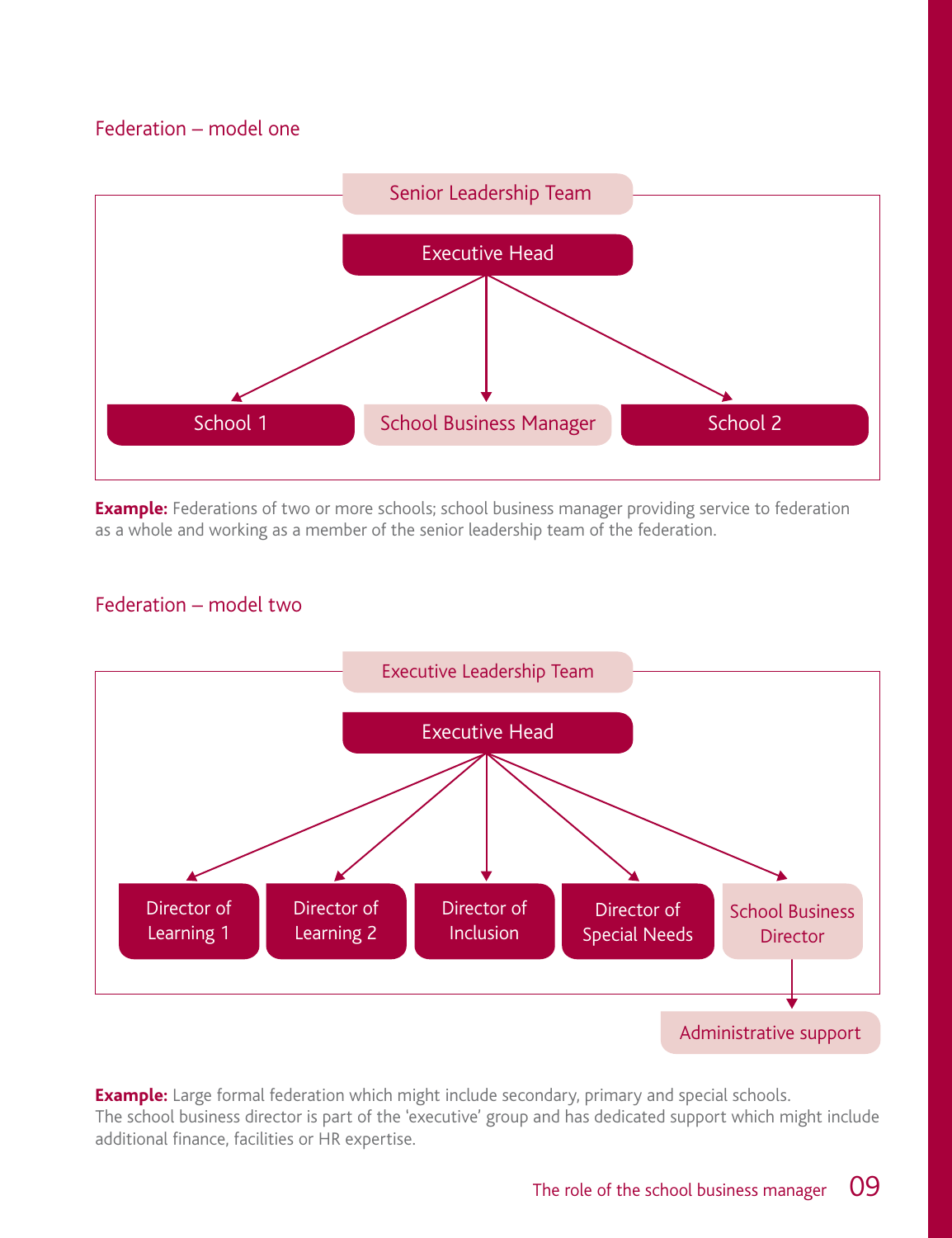### Federation – model one

Senior Leadership Team

Executive Head

- School 1
- School Business Manager
- School 2

**Example:** Federations of two or more schools; school business manager providing service to federation as a whole and working as a member of the senior leadership team of the federation.

### Federation – model two

Executive Leadership Team

Executive Head

- Director of Learning 1
- Director of Learning 2
- Director of Inclusion
- Director of Special Needs
- School Business Director
  - Administrative support

**Example:** Large formal federation which might include secondary, primary and special schools. The school business director is part of the 'executive' group and has dedicated support which might include additional finance, facilities or HR expertise.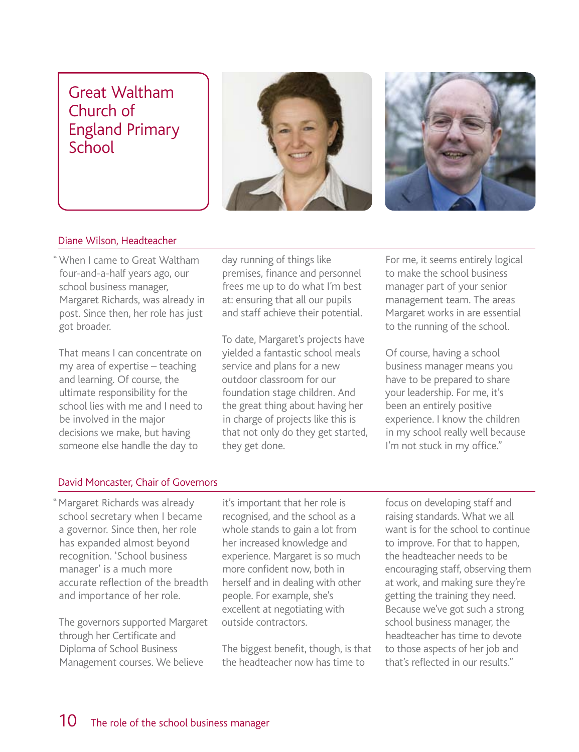# Great Waltham Church of England Primary School

## Diane Wilson, Headteacher

"When I came to Great Waltham four-and-a-half years ago, our school business manager, Margaret Richards, was already in post. Since then, her role has just got broader.

That means I can concentrate on my area of expertise – teaching and learning. Of course, the ultimate responsibility for the school lies with me and I need to be involved in the major decisions we make, but having someone else handle the day to day running of things like premises, finance and personnel frees me up to do what I'm best at: ensuring that all our pupils and staff achieve their potential.

To date, Margaret's projects have yielded a fantastic school meals service and plans for a new outdoor classroom for our foundation stage children. And the great thing about having her in charge of projects like this is that not only do they get started, they get done.

For me, it seems entirely logical to make the school business manager part of your senior management team. The areas Margaret works in are essential to the running of the school.

Of course, having a school business manager means you have to be prepared to share your leadership. For me, it's been an entirely positive experience. I know the children in my school really well because I'm not stuck in my office."

## David Moncaster, Chair of Governors

"Margaret Richards was already school secretary when I became a governor. Since then, her role has expanded almost beyond recognition. 'School business manager' is a much more accurate reflection of the breadth and importance of her role.

The governors supported Margaret through her Certificate and Diploma of School Business Management courses. We believe it's important that her role is recognised, and the school as a whole stands to gain a lot from her increased knowledge and experience. Margaret is so much more confident now, both in herself and in dealing with other people. For example, she's excellent at negotiating with outside contractors.

The biggest benefit, though, is that the headteacher now has time to focus on developing staff and raising standards. What we all want is for the school to continue to improve. For that to happen, the headteacher needs to be encouraging staff, observing them at work, and making sure they're getting the training they need. Because we've got such a strong school business manager, the headteacher has time to devote to those aspects of her job and that's reflected in our results."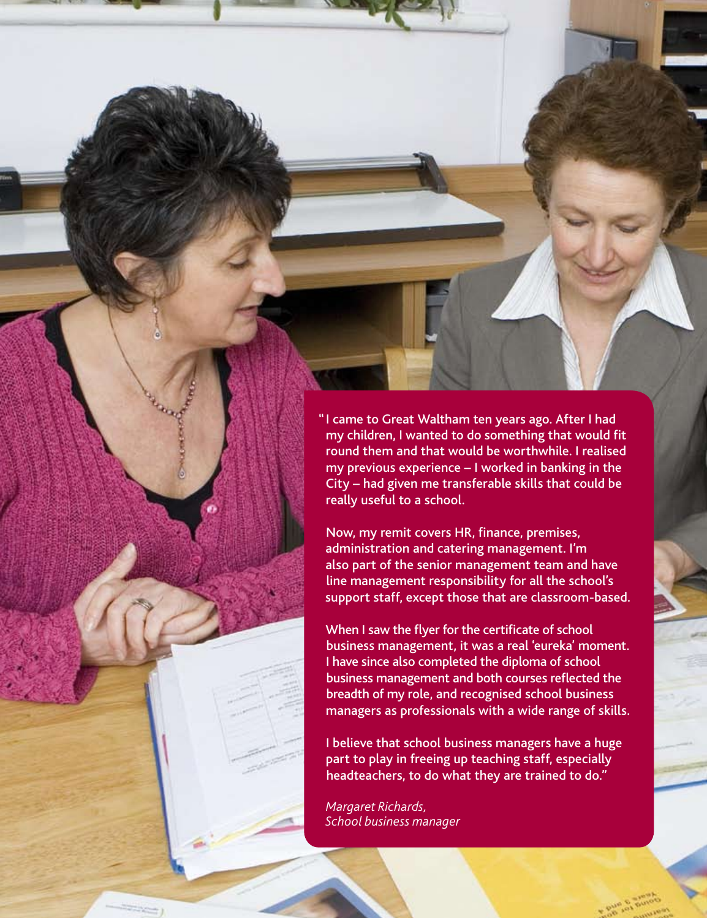"I came to Great Waltham ten years ago. After I had my children, I wanted to do something that would fit round them and that would be worthwhile. I realised my previous experience – I worked in banking in the City – had given me transferable skills that could be really useful to a school.

Now, my remit covers HR, finance, premises, administration and catering management. I'm also part of the senior management team and have line management responsibility for all the school's support staff, except those that are classroom-based.

When I saw the flyer for the certificate of school business management, it was a real 'eureka' moment. I have since also completed the diploma of school business management and both courses reflected the breadth of my role, and recognised school business managers as professionals with a wide range of skills.

I believe that school business managers have a huge part to play in freeing up teaching staff, especially headteachers, to do what they are trained to do."

*Margaret Richards,*
*School business manager*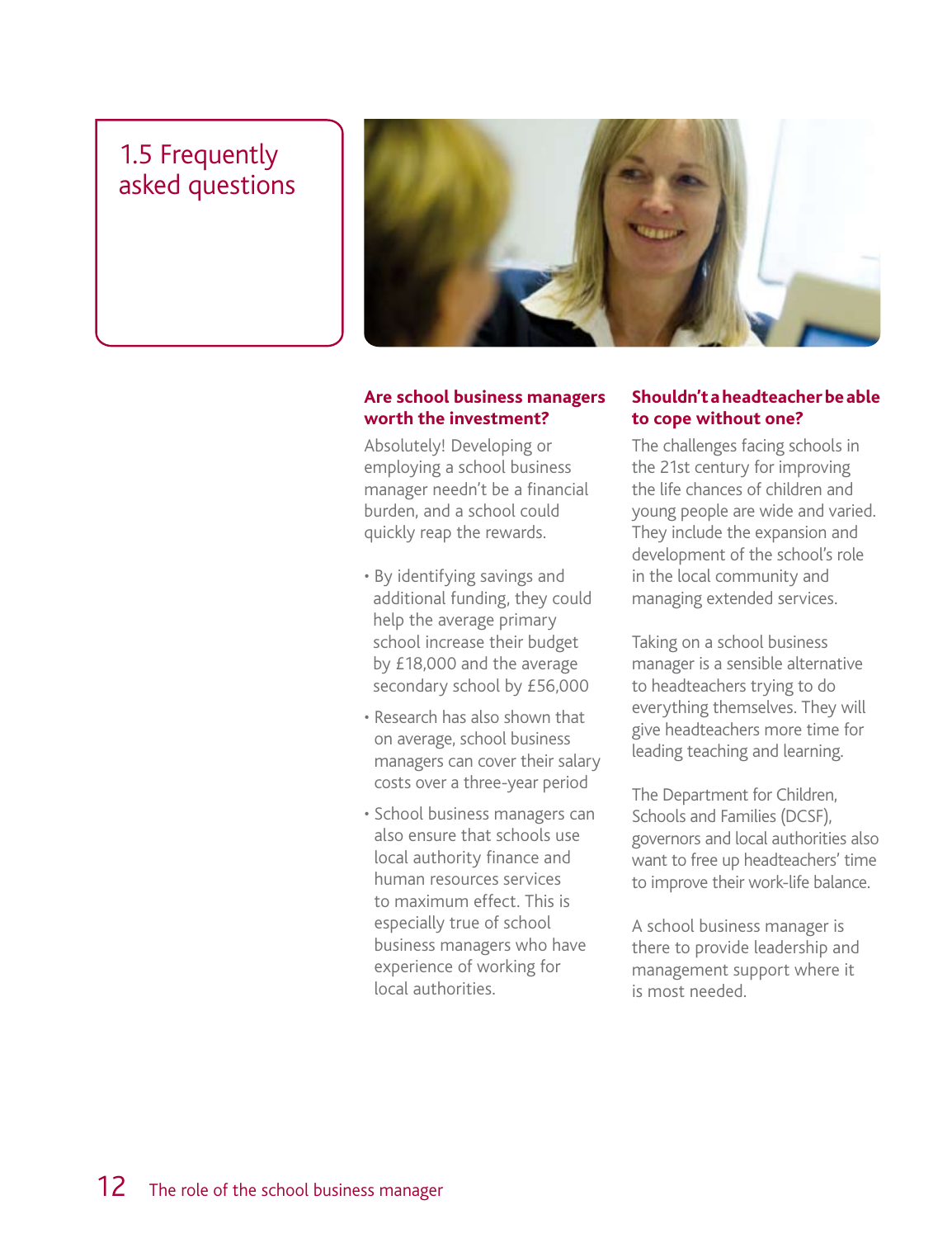# 1.5 Frequently asked questions

### Are school business managers worth the investment?

Absolutely! Developing or employing a school business manager needn't be a financial burden, and a school could quickly reap the rewards.

- By identifying savings and additional funding, they could help the average primary school increase their budget by £18,000 and the average secondary school by £56,000
- Research has also shown that on average, school business managers can cover their salary costs over a three-year period
- School business managers can also ensure that schools use local authority finance and human resources services to maximum effect. This is especially true of school business managers who have experience of working for local authorities.

### Shouldn't a headteacher be able to cope without one?

The challenges facing schools in the 21st century for improving the life chances of children and young people are wide and varied. They include the expansion and development of the school's role in the local community and managing extended services.

Taking on a school business manager is a sensible alternative to headteachers trying to do everything themselves. They will give headteachers more time for leading teaching and learning.

The Department for Children, Schools and Families (DCSF), governors and local authorities also want to free up headteachers' time to improve their work-life balance.

A school business manager is there to provide leadership and management support where it is most needed.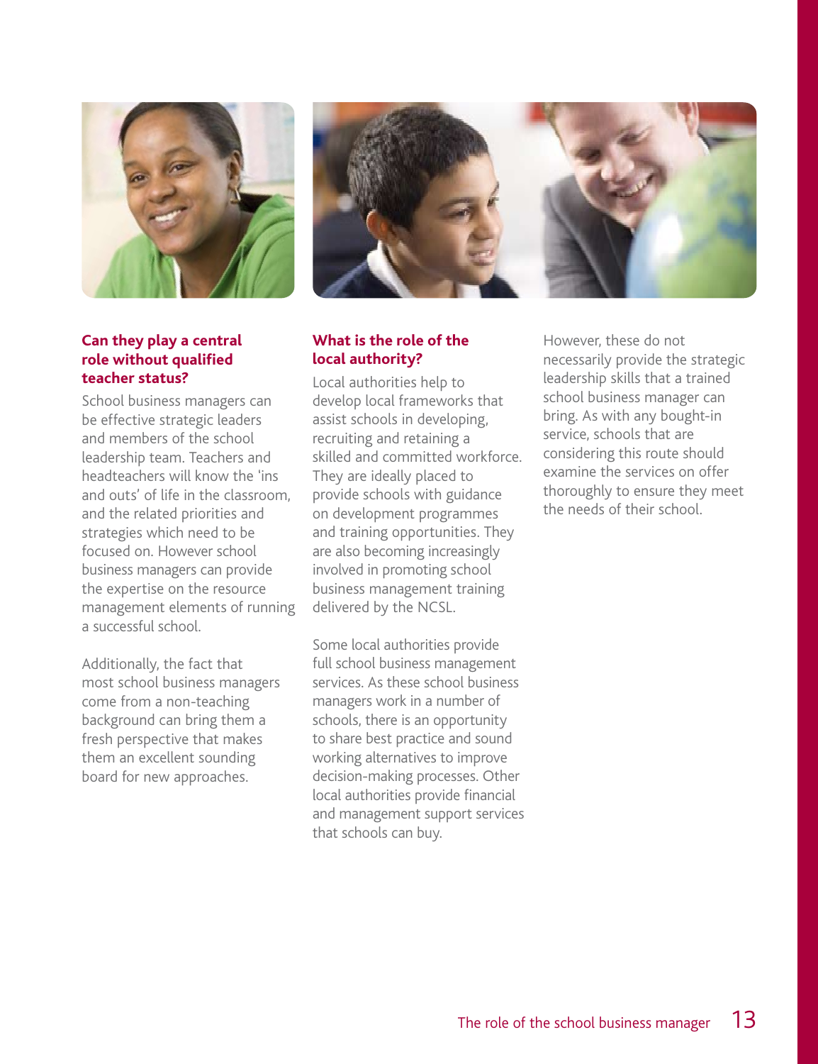### Can they play a central role without qualified teacher status?

School business managers can be effective strategic leaders and members of the school leadership team. Teachers and headteachers will know the 'ins and outs' of life in the classroom, and the related priorities and strategies which need to be focused on. However school business managers can provide the expertise on the resource management elements of running a successful school.

Additionally, the fact that most school business managers come from a non-teaching background can bring them a fresh perspective that makes them an excellent sounding board for new approaches.

### What is the role of the local authority?

Local authorities help to develop local frameworks that assist schools in developing, recruiting and retaining a skilled and committed workforce. They are ideally placed to provide schools with guidance on development programmes and training opportunities. They are also becoming increasingly involved in promoting school business management training delivered by the NCSL.

Some local authorities provide full school business management services. As these school business managers work in a number of schools, there is an opportunity to share best practice and sound working alternatives to improve decision-making processes. Other local authorities provide financial and management support services that schools can buy.

However, these do not necessarily provide the strategic leadership skills that a trained school business manager can bring. As with any bought-in service, schools that are considering this route should examine the services on offer thoroughly to ensure they meet the needs of their school.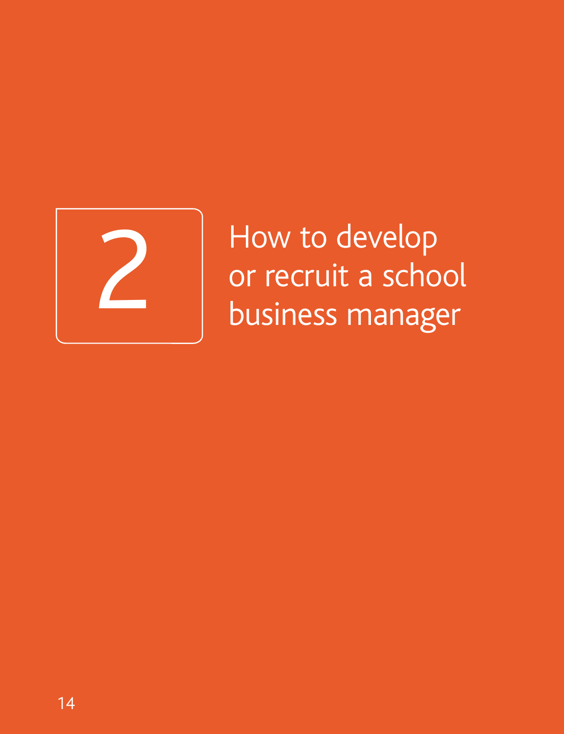# 2 How to develop or recruit a school business manager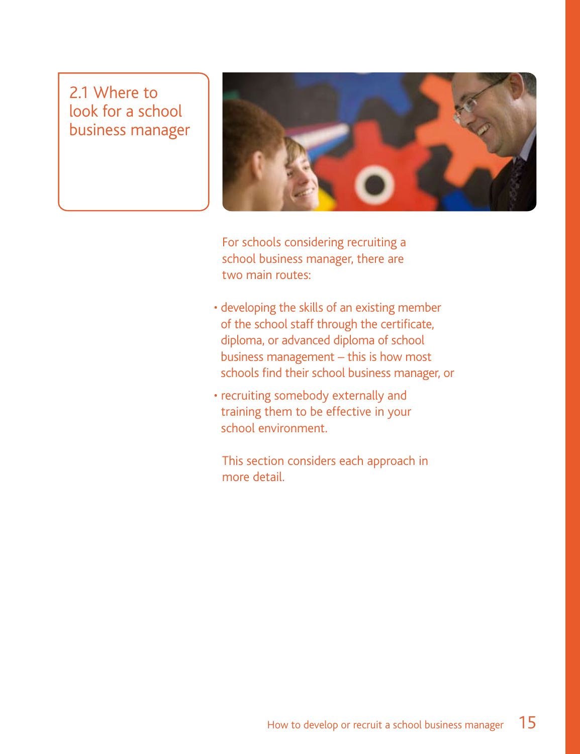## 2.1 Where to look for a school business manager

For schools considering recruiting a school business manager, there are two main routes:

- developing the skills of an existing member of the school staff through the certificate, diploma, or advanced diploma of school business management – this is how most schools find their school business manager, or
- recruiting somebody externally and training them to be effective in your school environment.

This section considers each approach in more detail.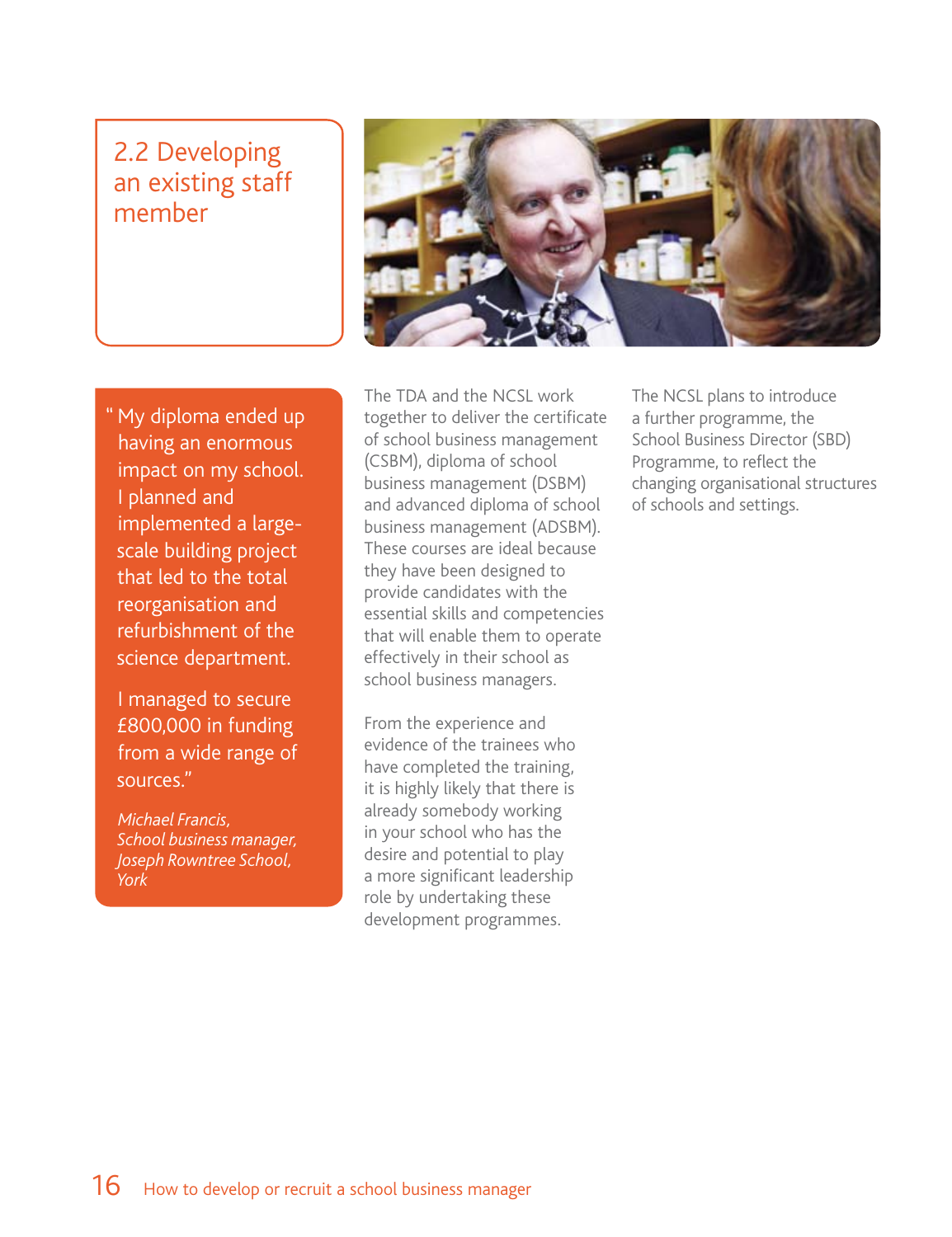## 2.2 Developing an existing staff member

"My diploma ended up having an enormous impact on my school. I planned and implemented a large-scale building project that led to the total reorganisation and refurbishment of the science department.

I managed to secure £800,000 in funding from a wide range of sources."

*Michael Francis, School business manager, Joseph Rowntree School, York*

The TDA and the NCSL work together to deliver the certificate of school business management (CSBM), diploma of school business management (DSBM) and advanced diploma of school business management (ADSBM). These courses are ideal because they have been designed to provide candidates with the essential skills and competencies that will enable them to operate effectively in their school as school business managers.

From the experience and evidence of the trainees who have completed the training, it is highly likely that there is already somebody working in your school who has the desire and potential to play a more significant leadership role by undertaking these development programmes.

The NCSL plans to introduce a further programme, the School Business Director (SBD) Programme, to reflect the changing organisational structures of schools and settings.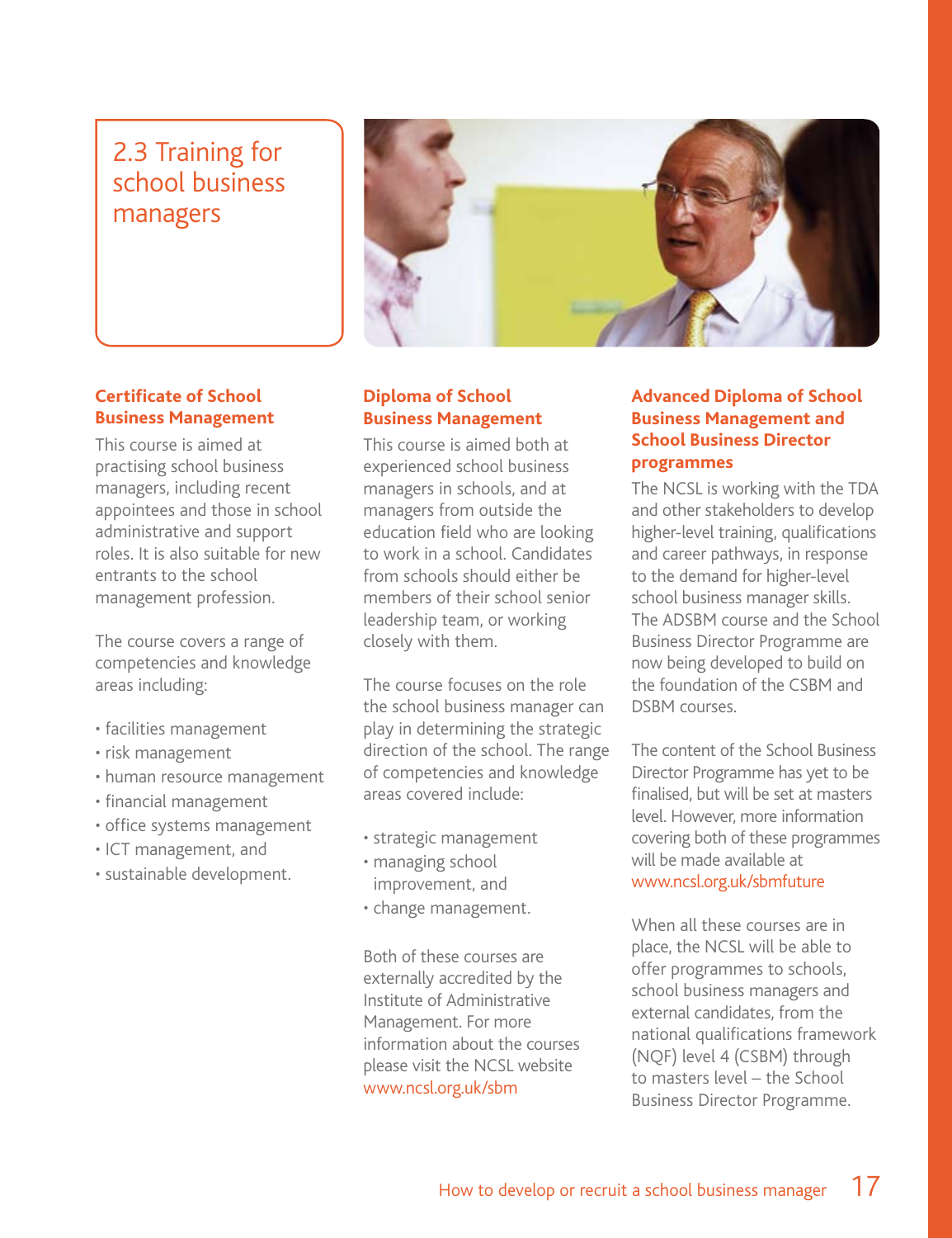## 2.3 Training for school business managers

### Certificate of School Business Management

This course is aimed at practising school business managers, including recent appointees and those in school administrative and support roles. It is also suitable for new entrants to the school management profession.

The course covers a range of competencies and knowledge areas including:

- facilities management
- risk management
- human resource management
- financial management
- office systems management
- ICT management, and
- sustainable development.

### Diploma of School Business Management

This course is aimed both at experienced school business managers in schools, and at managers from outside the education field who are looking to work in a school. Candidates from schools should either be members of their school senior leadership team, or working closely with them.

The course focuses on the role the school business manager can play in determining the strategic direction of the school. The range of competencies and knowledge areas covered include:

- strategic management
- managing school improvement, and
- change management.

Both of these courses are externally accredited by the Institute of Administrative Management. For more information about the courses please visit the NCSL website www.ncsl.org.uk/sbm

### Advanced Diploma of School Business Management and School Business Director programmes

The NCSL is working with the TDA and other stakeholders to develop higher-level training, qualifications and career pathways, in response to the demand for higher-level school business manager skills. The ADSBM course and the School Business Director Programme are now being developed to build on the foundation of the CSBM and DSBM courses.

The content of the School Business Director Programme has yet to be finalised, but will be set at masters level. However, more information covering both of these programmes will be made available at www.ncsl.org.uk/sbmfuture

When all these courses are in place, the NCSL will be able to offer programmes to schools, school business managers and external candidates, from the national qualifications framework (NQF) level 4 (CSBM) through to masters level – the School Business Director Programme.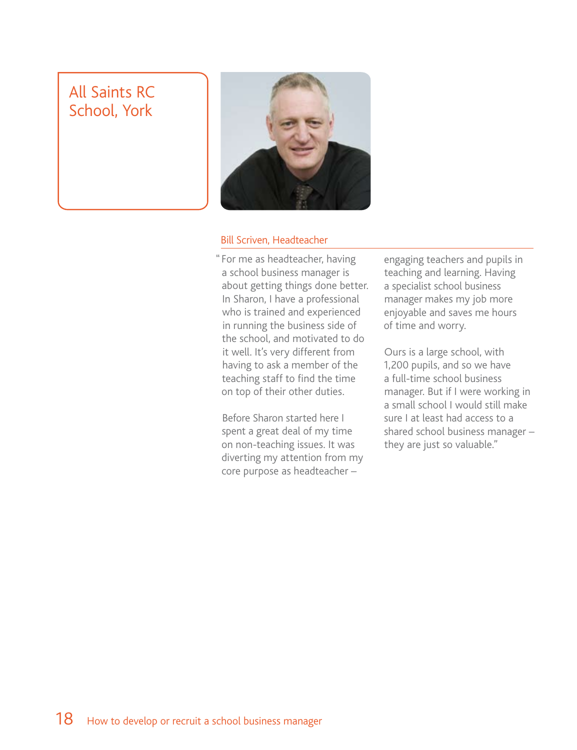# All Saints RC School, York

Bill Scriven, Headteacher

"For me as headteacher, having a school business manager is about getting things done better. In Sharon, I have a professional who is trained and experienced in running the business side of the school, and motivated to do it well. It's very different from having to ask a member of the teaching staff to find the time on top of their other duties.

Before Sharon started here I spent a great deal of my time on non-teaching issues. It was diverting my attention from my core purpose as headteacher – engaging teachers and pupils in teaching and learning. Having a specialist school business manager makes my job more enjoyable and saves me hours of time and worry.

Ours is a large school, with 1,200 pupils, and so we have a full-time school business manager. But if I were working in a small school I would still make sure I at least had access to a shared school business manager – they are just so valuable."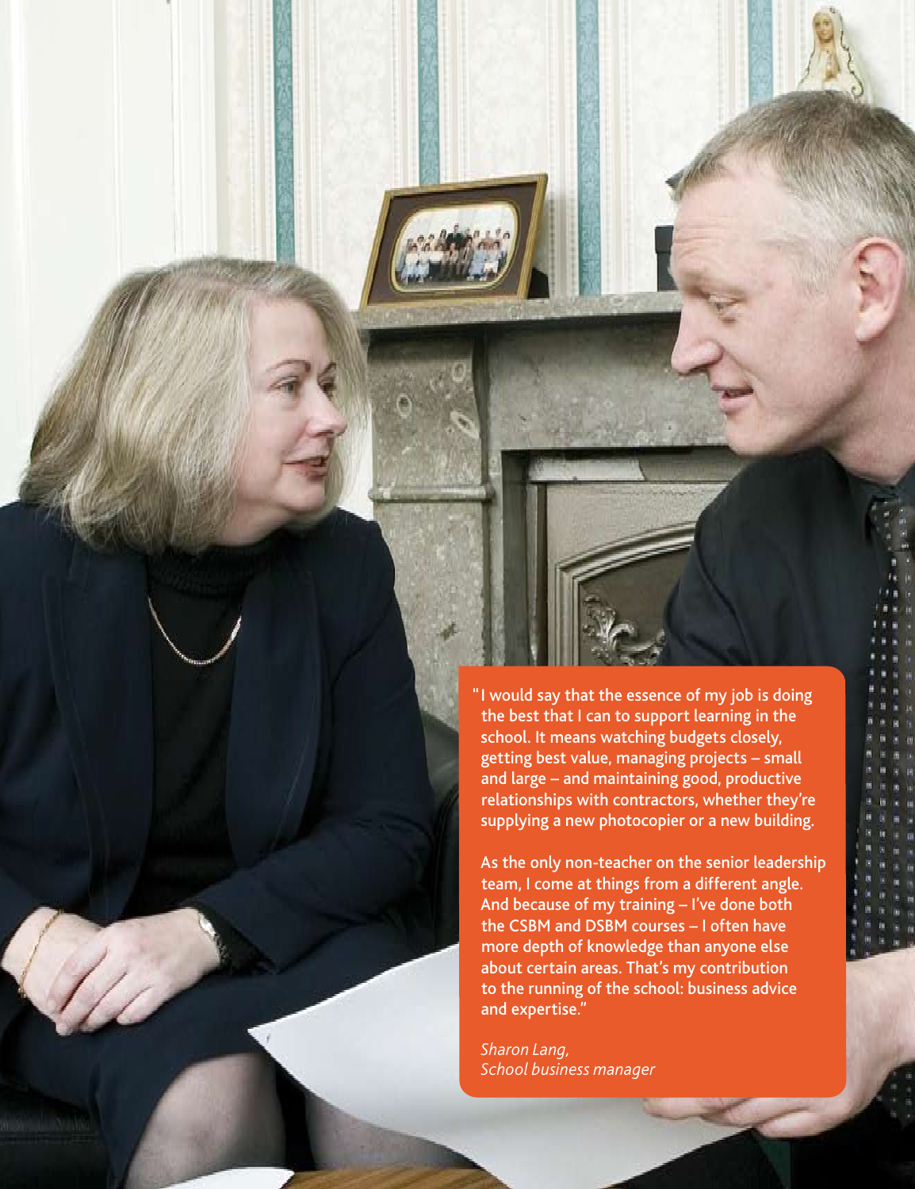"I would say that the essence of my job is doing the best that I can to support learning in the school. It means watching budgets closely, getting best value, managing projects – small and large – and maintaining good, productive relationships with contractors, whether they're supplying a new photocopier or a new building.

As the only non-teacher on the senior leadership team, I come at things from a different angle. And because of my training – I've done both the CSBM and DSBM courses – I often have more depth of knowledge than anyone else about certain areas. That's my contribution to the running of the school: business advice and expertise."

*Sharon Lang,*
*School business manager*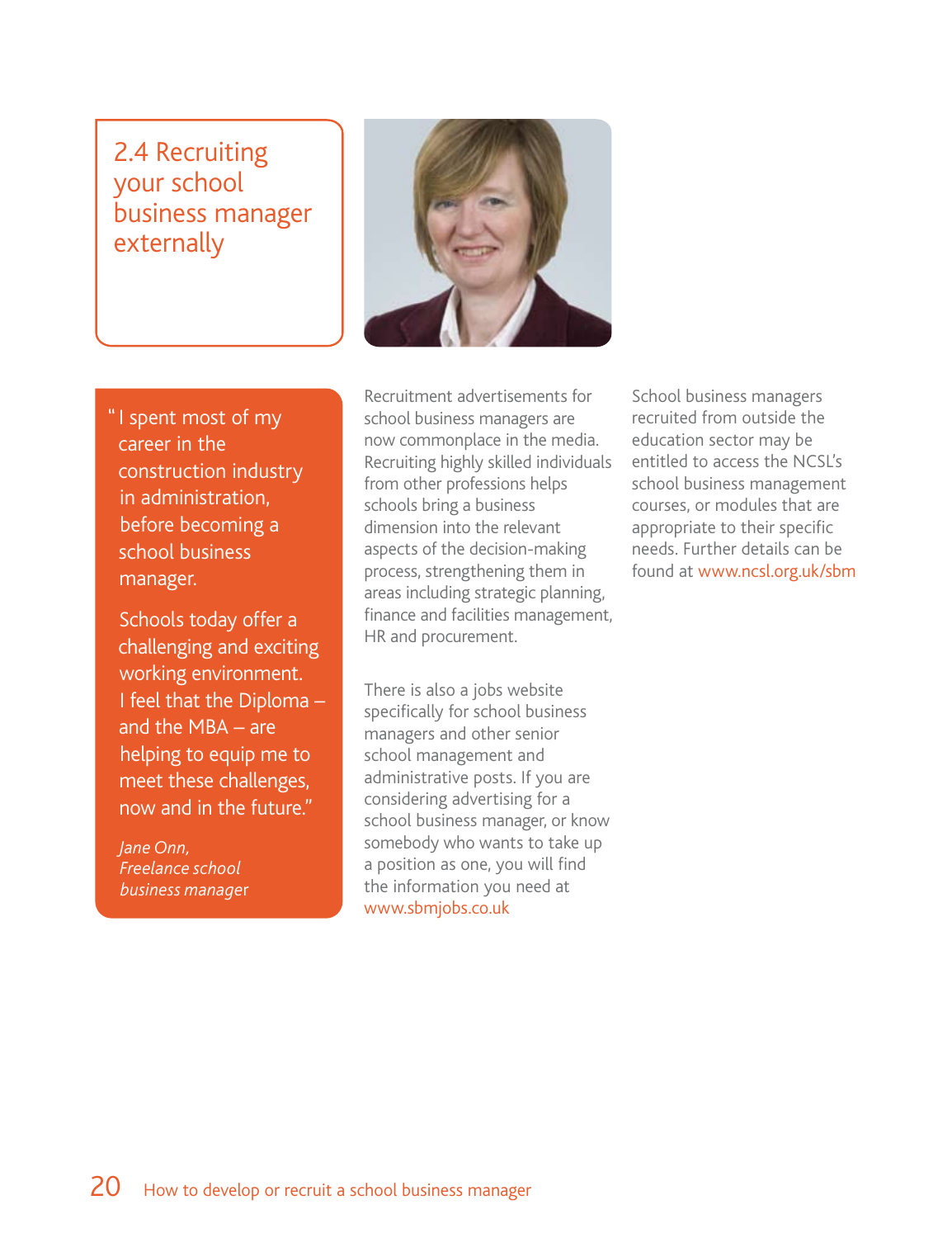## 2.4 Recruiting your school business manager externally

> "I spent most of my career in the construction industry in administration, before becoming a school business manager.
>
> Schools today offer a challenging and exciting working environment. I feel that the Diploma – and the MBA – are helping to equip me to meet these challenges, now and in the future."
>
> *Jane Onn, Freelance school business manager*

Recruitment advertisements for school business managers are now commonplace in the media. Recruiting highly skilled individuals from other professions helps schools bring a business dimension into the relevant aspects of the decision-making process, strengthening them in areas including strategic planning, finance and facilities management, HR and procurement.

There is also a jobs website specifically for school business managers and other senior school management and administrative posts. If you are considering advertising for a school business manager, or know somebody who wants to take up a position as one, you will find the information you need at www.sbmjobs.co.uk

School business managers recruited from outside the education sector may be entitled to access the NCSL's school business management courses, or modules that are appropriate to their specific needs. Further details can be found at www.ncsl.org.uk/sbm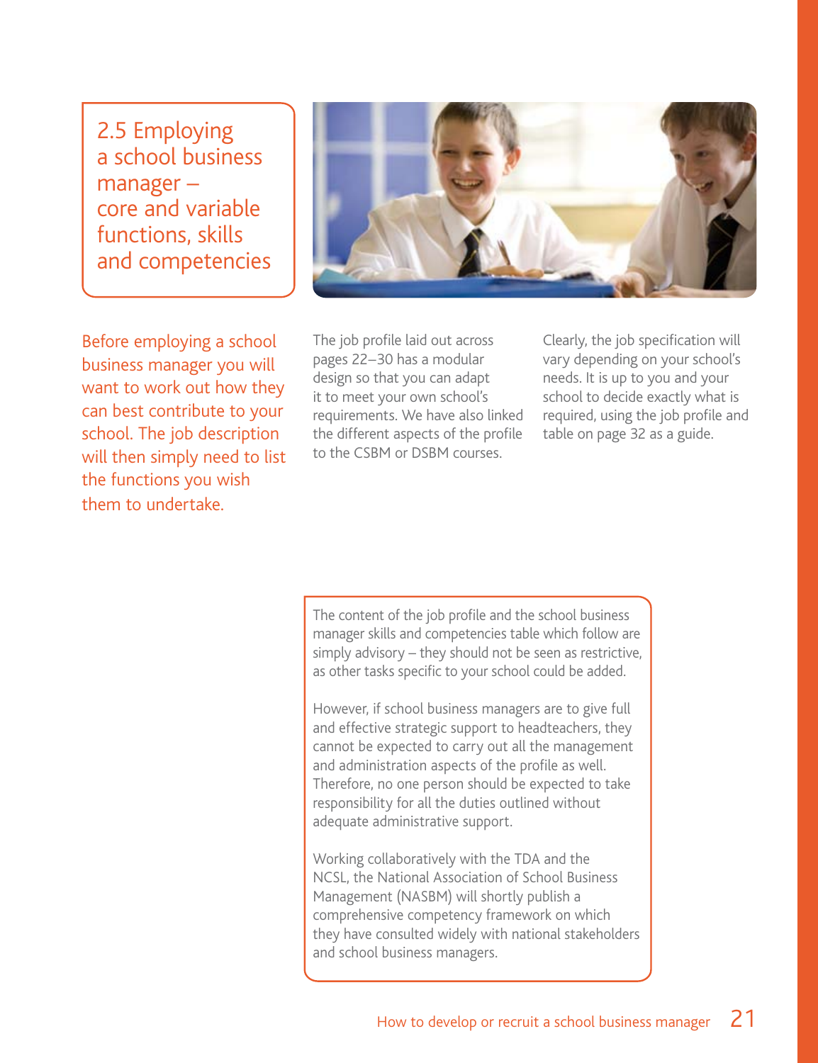## 2.5 Employing a school business manager – core and variable functions, skills and competencies

Before employing a school business manager you will want to work out how they can best contribute to your school. The job description will then simply need to list the functions you wish them to undertake.

The job profile laid out across pages 22–30 has a modular design so that you can adapt it to meet your own school's requirements. We have also linked the different aspects of the profile to the CSBM or DSBM courses.

Clearly, the job specification will vary depending on your school's needs. It is up to you and your school to decide exactly what is required, using the job profile and table on page 32 as a guide.

The content of the job profile and the school business manager skills and competencies table which follow are simply advisory – they should not be seen as restrictive, as other tasks specific to your school could be added.

However, if school business managers are to give full and effective strategic support to headteachers, they cannot be expected to carry out all the management and administration aspects of the profile as well. Therefore, no one person should be expected to take responsibility for all the duties outlined without adequate administrative support.

Working collaboratively with the TDA and the NCSL, the National Association of School Business Management (NASBM) will shortly publish a comprehensive competency framework on which they have consulted widely with national stakeholders and school business managers.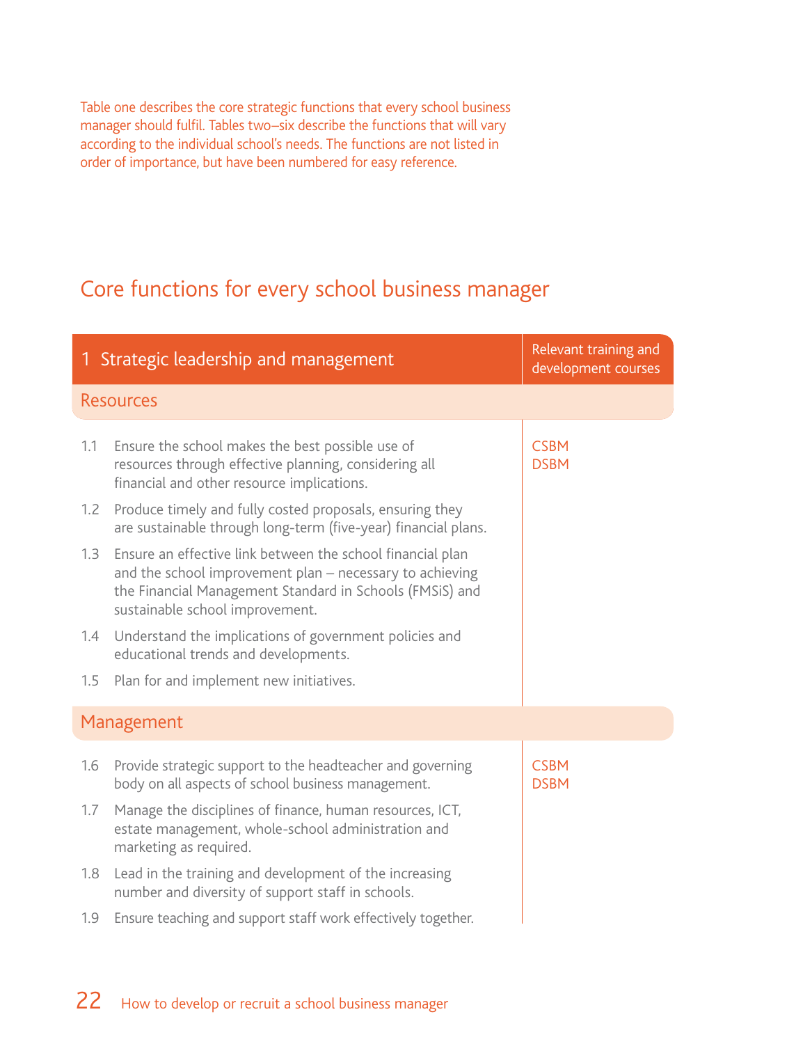Table one describes the core strategic functions that every school business manager should fulfil. Tables two–six describe the functions that will vary according to the individual school's needs. The functions are not listed in order of importance, but have been numbered for easy reference.

## Core functions for every school business manager

| 1 Strategic leadership and management | Relevant training and development courses |
|---|---|
| **Resources** | |
| 1.1 Ensure the school makes the best possible use of resources through effective planning, considering all financial and other resource implications. | CSBM<br>DSBM |
| 1.2 Produce timely and fully costed proposals, ensuring they are sustainable through long-term (five-year) financial plans. | |
| 1.3 Ensure an effective link between the school financial plan and the school improvement plan – necessary to achieving the Financial Management Standard in Schools (FMSiS) and sustainable school improvement. | |
| 1.4 Understand the implications of government policies and educational trends and developments. | |
| 1.5 Plan for and implement new initiatives. | |
| **Management** | |
| 1.6 Provide strategic support to the headteacher and governing body on all aspects of school business management. | CSBM<br>DSBM |
| 1.7 Manage the disciplines of finance, human resources, ICT, estate management, whole-school administration and marketing as required. | |
| 1.8 Lead in the training and development of the increasing number and diversity of support staff in schools. | |
| 1.9 Ensure teaching and support staff work effectively together. | |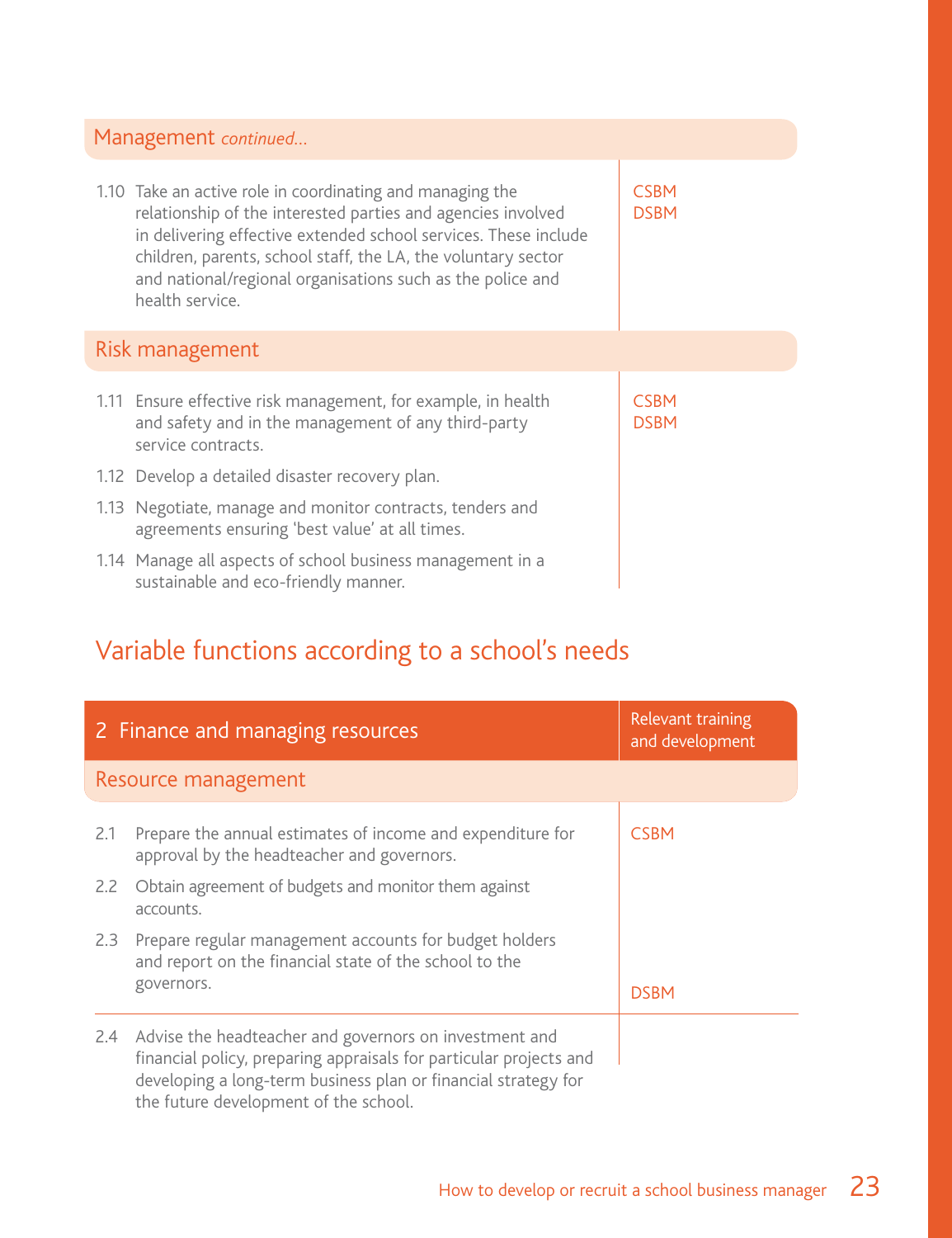| Management *continued...* | |
|---|---|
| 1.10 Take an active role in coordinating and managing the relationship of the interested parties and agencies involved in delivering effective extended school services. These include children, parents, school staff, the LA, the voluntary sector and national/regional organisations such as the police and health service. | CSBM<br>DSBM |
| **Risk management** | |
| 1.11 Ensure effective risk management, for example, in health and safety and in the management of any third-party service contracts.<br>1.12 Develop a detailed disaster recovery plan.<br>1.13 Negotiate, manage and monitor contracts, tenders and agreements ensuring 'best value' at all times.<br>1.14 Manage all aspects of school business management in a sustainable and eco-friendly manner. | CSBM<br>DSBM |

## Variable functions according to a school's needs

| 2 Finance and managing resources | Relevant training and development |
|---|---|
| **Resource management** | |
| 2.1 Prepare the annual estimates of income and expenditure for approval by the headteacher and governors.<br>2.2 Obtain agreement of budgets and monitor them against accounts.<br>2.3 Prepare regular management accounts for budget holders and report on the financial state of the school to the governors. | CSBM |
| 2.4 Advise the headteacher and governors on investment and financial policy, preparing appraisals for particular projects and developing a long-term business plan or financial strategy for the future development of the school. | DSBM |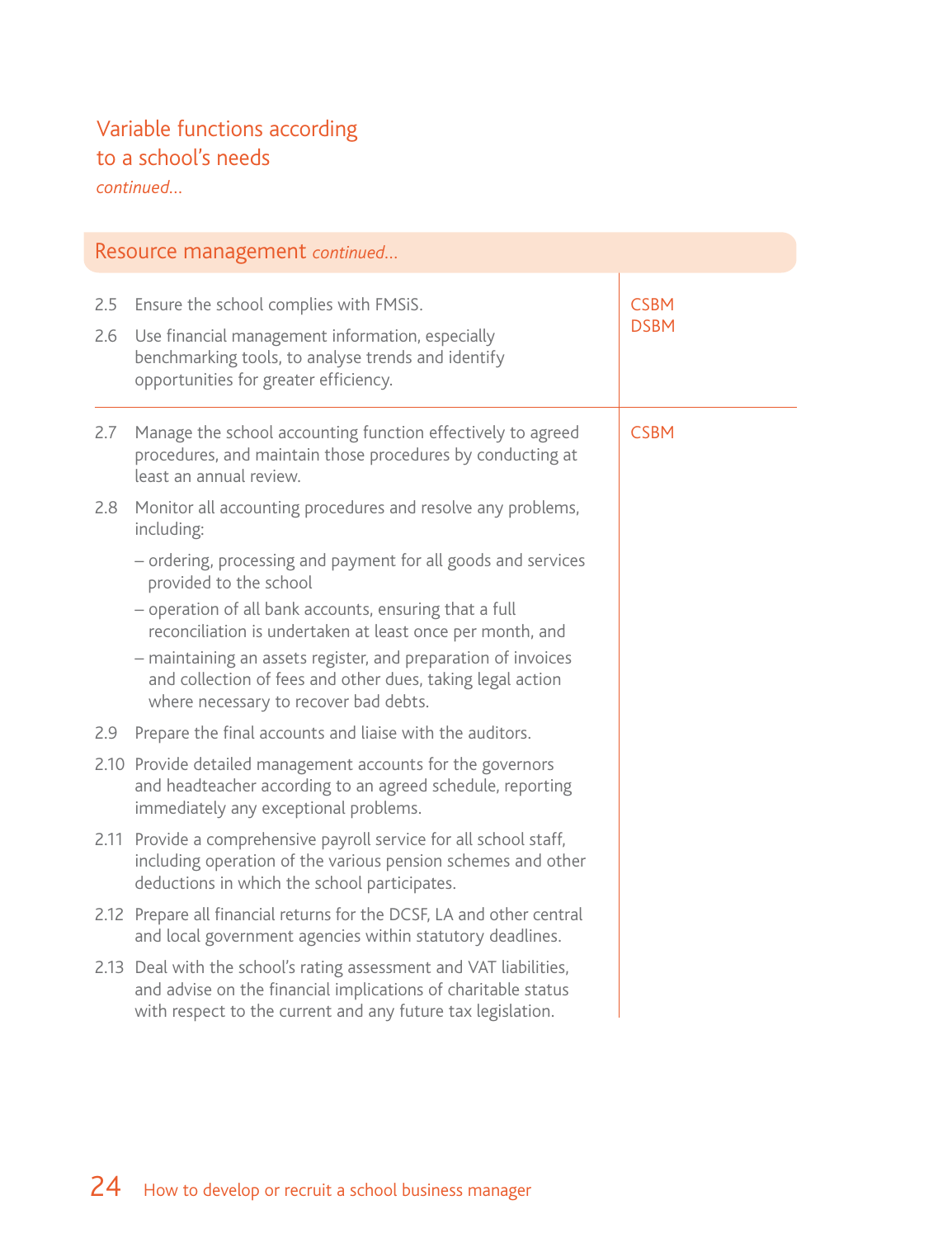## Variable functions according to a school's needs

*continued...*

### Resource management *continued...*

| Function | Role |
|---|---|
| 2.5 Ensure the school complies with FMSiS.<br><br>2.6 Use financial management information, especially benchmarking tools, to analyse trends and identify opportunities for greater efficiency. | CSBM<br>DSBM |
| 2.7 Manage the school accounting function effectively to agreed procedures, and maintain those procedures by conducting at least an annual review.<br><br>2.8 Monitor all accounting procedures and resolve any problems, including:<br>– ordering, processing and payment for all goods and services provided to the school<br>– operation of all bank accounts, ensuring that a full reconciliation is undertaken at least once per month, and<br>– maintaining an assets register, and preparation of invoices and collection of fees and other dues, taking legal action where necessary to recover bad debts.<br><br>2.9 Prepare the final accounts and liaise with the auditors.<br><br>2.10 Provide detailed management accounts for the governors and headteacher according to an agreed schedule, reporting immediately any exceptional problems.<br><br>2.11 Provide a comprehensive payroll service for all school staff, including operation of the various pension schemes and other deductions in which the school participates.<br><br>2.12 Prepare all financial returns for the DCSF, LA and other central and local government agencies within statutory deadlines.<br><br>2.13 Deal with the school's rating assessment and VAT liabilities, and advise on the financial implications of charitable status with respect to the current and any future tax legislation. | CSBM |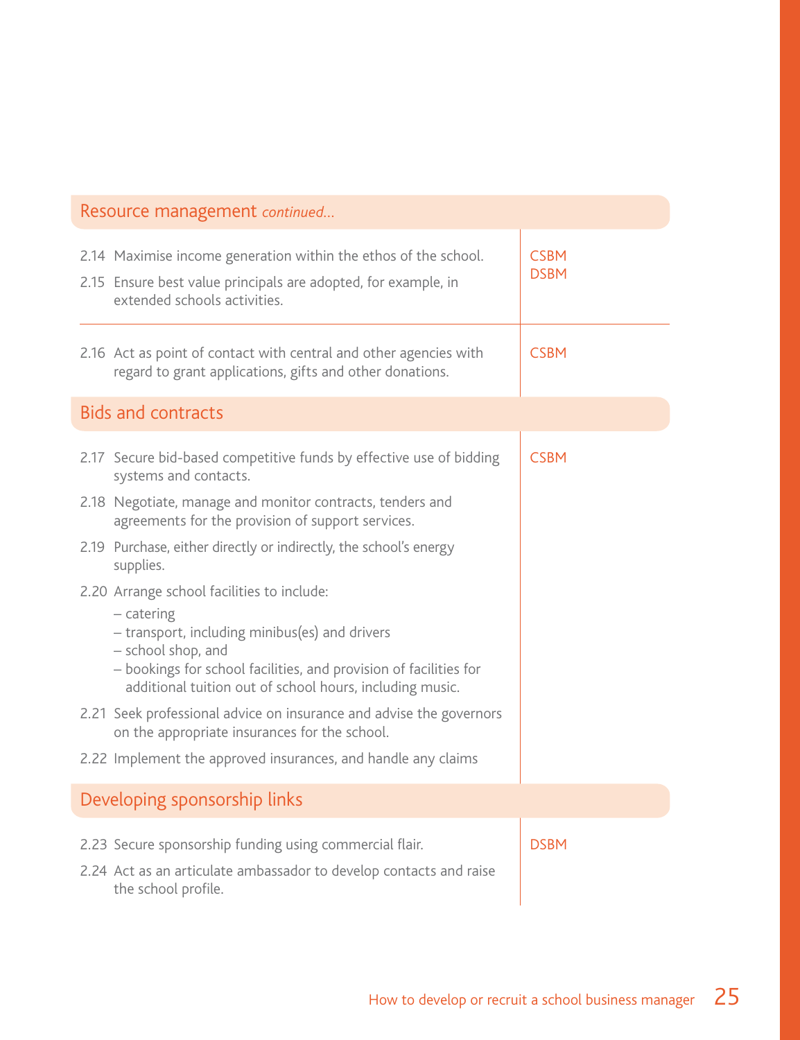## Resource management *continued...*

| | |
|---|---|
| 2.14 Maximise income generation within the ethos of the school.<br>2.15 Ensure best value principals are adopted, for example, in extended schools activities. | CSBM<br>DSBM |
| 2.16 Act as point of contact with central and other agencies with regard to grant applications, gifts and other donations. | CSBM |

## Bids and contracts

| | |
|---|---|
| 2.17 Secure bid-based competitive funds by effective use of bidding systems and contacts.<br>2.18 Negotiate, manage and monitor contracts, tenders and agreements for the provision of support services.<br>2.19 Purchase, either directly or indirectly, the school's energy supplies.<br>2.20 Arrange school facilities to include:<br>– catering<br>– transport, including minibus(es) and drivers<br>– school shop, and<br>– bookings for school facilities, and provision of facilities for additional tuition out of school hours, including music.<br>2.21 Seek professional advice on insurance and advise the governors on the appropriate insurances for the school.<br>2.22 Implement the approved insurances, and handle any claims | CSBM |

## Developing sponsorship links

| | |
|---|---|
| 2.23 Secure sponsorship funding using commercial flair.<br>2.24 Act as an articulate ambassador to develop contacts and raise the school profile. | DSBM |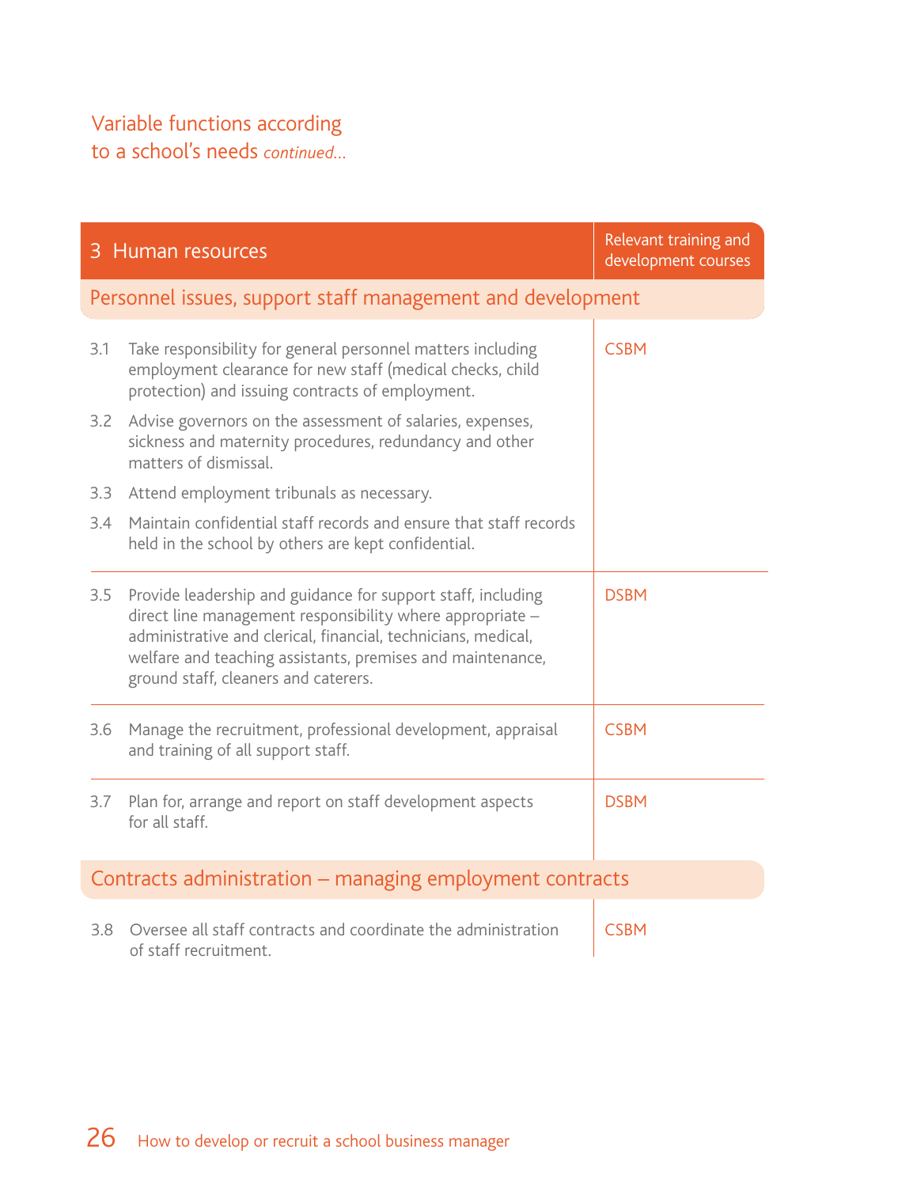## Variable functions according to a school's needs *continued...*

| 3 Human resources | Relevant training and development courses |
|---|---|
| **Personnel issues, support staff management and development** | |
| 3.1 Take responsibility for general personnel matters including employment clearance for new staff (medical checks, child protection) and issuing contracts of employment.<br>3.2 Advise governors on the assessment of salaries, expenses, sickness and maternity procedures, redundancy and other matters of dismissal.<br>3.3 Attend employment tribunals as necessary.<br>3.4 Maintain confidential staff records and ensure that staff records held in the school by others are kept confidential. | CSBM |
| 3.5 Provide leadership and guidance for support staff, including direct line management responsibility where appropriate – administrative and clerical, financial, technicians, medical, welfare and teaching assistants, premises and maintenance, ground staff, cleaners and caterers. | DSBM |
| 3.6 Manage the recruitment, professional development, appraisal and training of all support staff. | CSBM |
| 3.7 Plan for, arrange and report on staff development aspects for all staff. | DSBM |
| **Contracts administration – managing employment contracts** | |
| 3.8 Oversee all staff contracts and coordinate the administration of staff recruitment. | CSBM |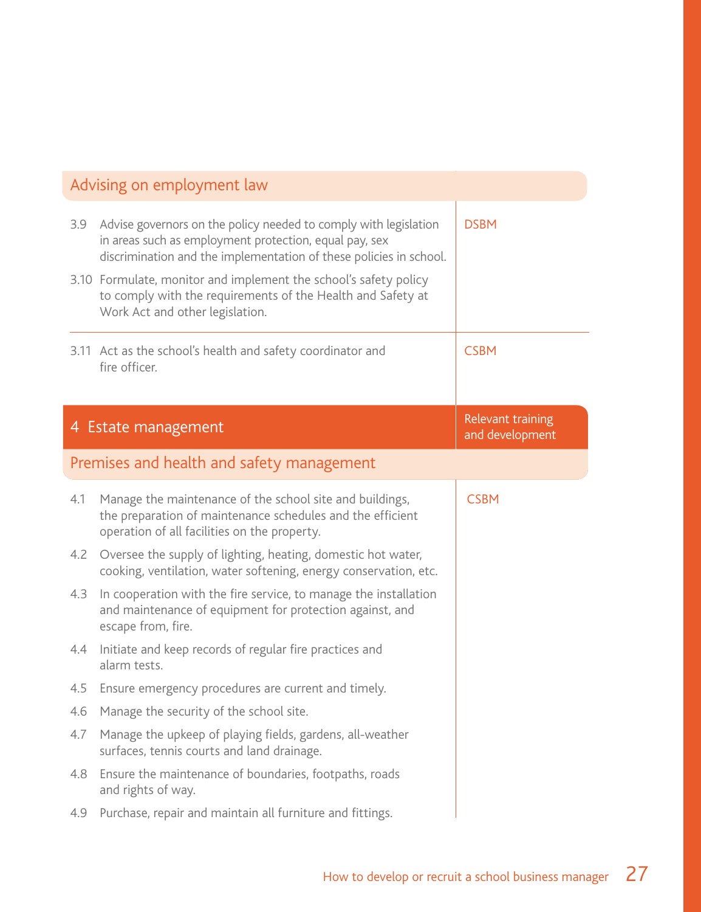| Advising on employment law | |
|---|---|
| 3.9 Advise governors on the policy needed to comply with legislation in areas such as employment protection, equal pay, sex discrimination and the implementation of these policies in school.<br>3.10 Formulate, monitor and implement the school's safety policy to comply with the requirements of the Health and Safety at Work Act and other legislation. | DSBM |
| 3.11 Act as the school's health and safety coordinator and fire officer. | CSBM |

| 4 Estate management | Relevant training and development |
|---|---|
| **Premises and health and safety management** | |
| 4.1 Manage the maintenance of the school site and buildings, the preparation of maintenance schedules and the efficient operation of all facilities on the property.<br>4.2 Oversee the supply of lighting, heating, domestic hot water, cooking, ventilation, water softening, energy conservation, etc.<br>4.3 In cooperation with the fire service, to manage the installation and maintenance of equipment for protection against, and escape from, fire.<br>4.4 Initiate and keep records of regular fire practices and alarm tests.<br>4.5 Ensure emergency procedures are current and timely.<br>4.6 Manage the security of the school site.<br>4.7 Manage the upkeep of playing fields, gardens, all-weather surfaces, tennis courts and land drainage.<br>4.8 Ensure the maintenance of boundaries, footpaths, roads and rights of way.<br>4.9 Purchase, repair and maintain all furniture and fittings. | CSBM |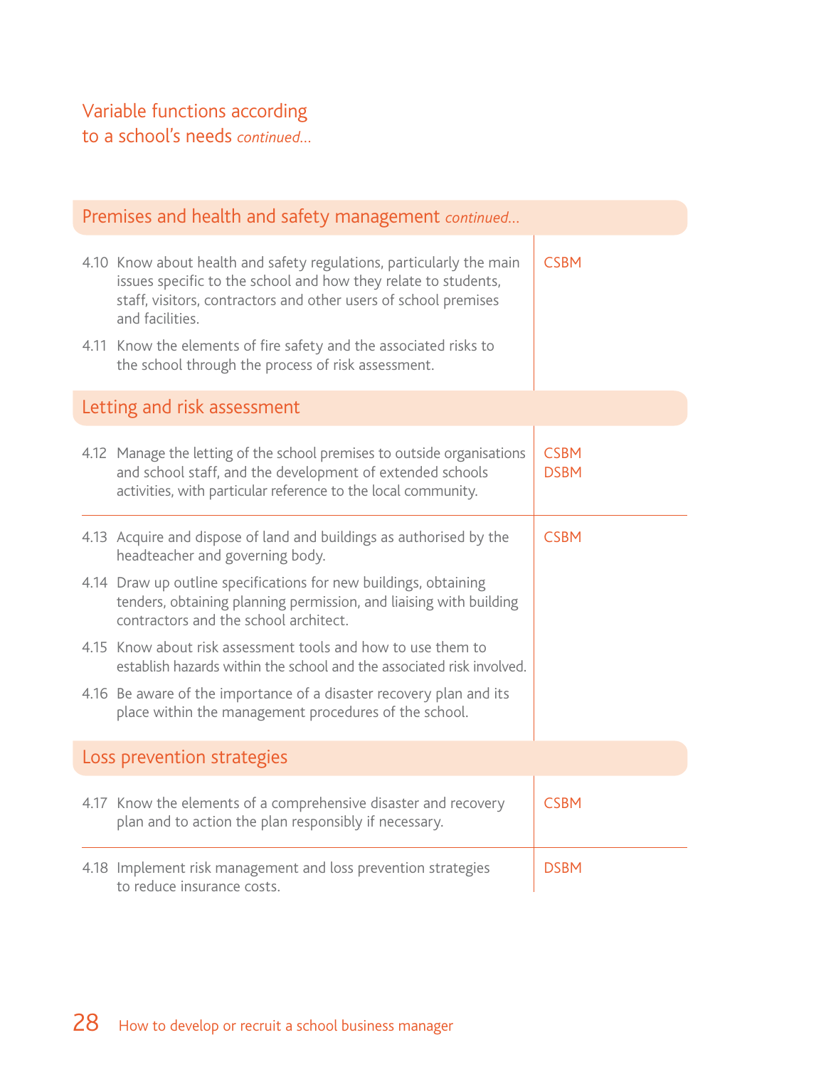## Variable functions according to a school's needs *continued...*

### Premises and health and safety management *continued...*

| | |
|---|---|
| 4.10 Know about health and safety regulations, particularly the main issues specific to the school and how they relate to students, staff, visitors, contractors and other users of school premises and facilities.<br>4.11 Know the elements of fire safety and the associated risks to the school through the process of risk assessment. | CSBM |

### Letting and risk assessment

| | |
|---|---|
| 4.12 Manage the letting of the school premises to outside organisations and school staff, and the development of extended schools activities, with particular reference to the local community. | CSBM<br>DSBM |
| 4.13 Acquire and dispose of land and buildings as authorised by the headteacher and governing body.<br>4.14 Draw up outline specifications for new buildings, obtaining tenders, obtaining planning permission, and liaising with building contractors and the school architect.<br>4.15 Know about risk assessment tools and how to use them to establish hazards within the school and the associated risk involved.<br>4.16 Be aware of the importance of a disaster recovery plan and its place within the management procedures of the school. | CSBM |

### Loss prevention strategies

| | |
|---|---|
| 4.17 Know the elements of a comprehensive disaster and recovery plan and to action the plan responsibly if necessary. | CSBM |
| 4.18 Implement risk management and loss prevention strategies to reduce insurance costs. | DSBM |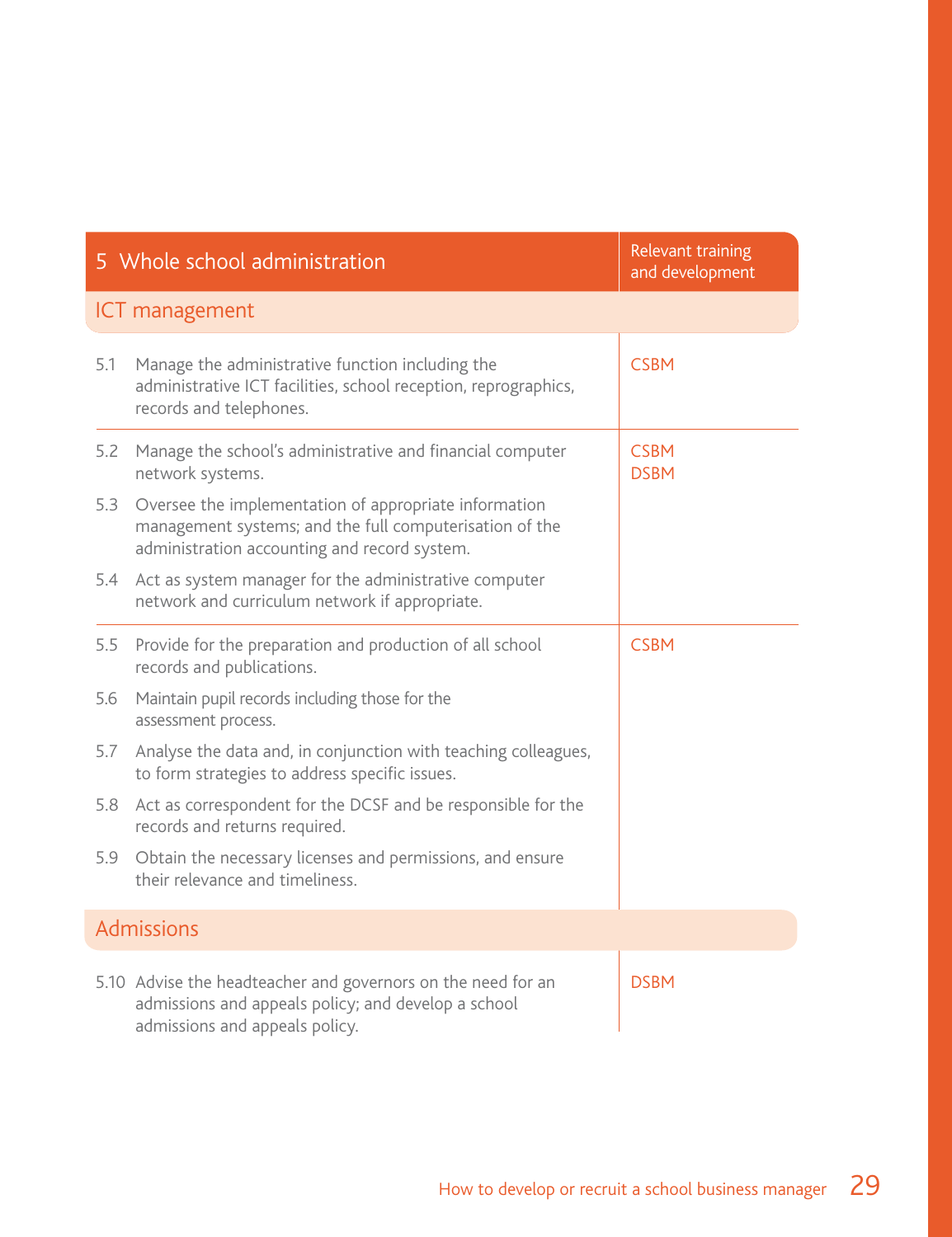| 5 Whole school administration | Relevant training and development |
|---|---|
| **ICT management** | |
| 5.1 Manage the administrative function including the administrative ICT facilities, school reception, reprographics, records and telephones. | CSBM |
| 5.2 Manage the school's administrative and financial computer network systems.<br>5.3 Oversee the implementation of appropriate information management systems; and the full computerisation of the administration accounting and record system.<br>5.4 Act as system manager for the administrative computer network and curriculum network if appropriate. | CSBM<br>DSBM |
| 5.5 Provide for the preparation and production of all school records and publications.<br>5.6 Maintain pupil records including those for the assessment process.<br>5.7 Analyse the data and, in conjunction with teaching colleagues, to form strategies to address specific issues.<br>5.8 Act as correspondent for the DCSF and be responsible for the records and returns required.<br>5.9 Obtain the necessary licenses and permissions, and ensure their relevance and timeliness. | CSBM |
| **Admissions** | |
| 5.10 Advise the headteacher and governors on the need for an admissions and appeals policy; and develop a school admissions and appeals policy. | DSBM |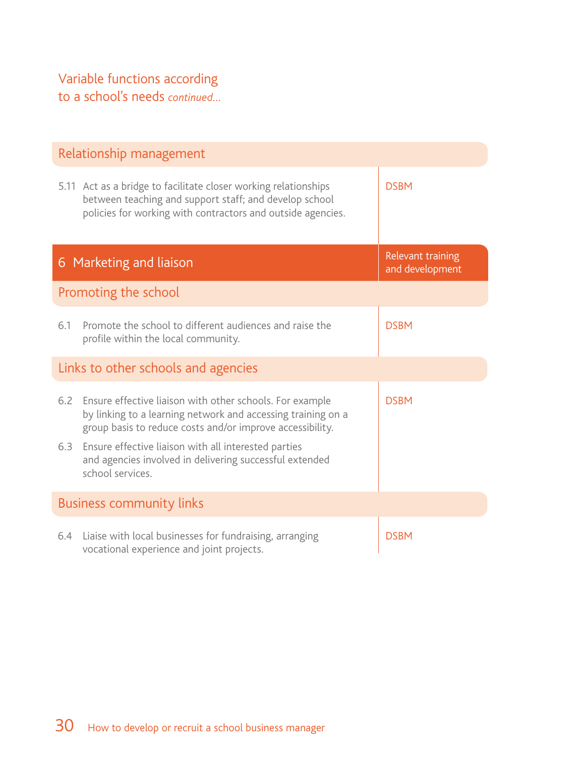## Variable functions according to a school's needs *continued...*

| Relationship management | |
|---|---|
| 5.11 Act as a bridge to facilitate closer working relationships between teaching and support staff; and develop school policies for working with contractors and outside agencies. | DSBM |

| 6 Marketing and liaison | Relevant training and development |
|---|---|
| **Promoting the school** | |
| 6.1 Promote the school to different audiences and raise the profile within the local community. | DSBM |
| **Links to other schools and agencies** | |
| 6.2 Ensure effective liaison with other schools. For example by linking to a learning network and accessing training on a group basis to reduce costs and/or improve accessibility. | DSBM |
| 6.3 Ensure effective liaison with all interested parties and agencies involved in delivering successful extended school services. | |
| **Business community links** | |
| 6.4 Liaise with local businesses for fundraising, arranging vocational experience and joint projects. | DSBM |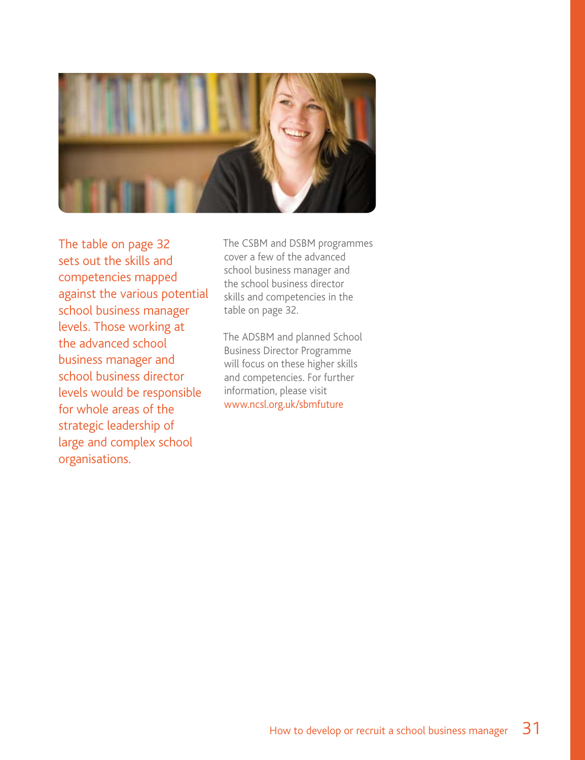The table on page 32 sets out the skills and competencies mapped against the various potential school business manager levels. Those working at the advanced school business manager and school business director levels would be responsible for whole areas of the strategic leadership of large and complex school organisations.

The CSBM and DSBM programmes cover a few of the advanced school business manager and the school business director skills and competencies in the table on page 32.

The ADSBM and planned School Business Director Programme will focus on these higher skills and competencies. For further information, please visit www.ncsl.org.uk/sbmfuture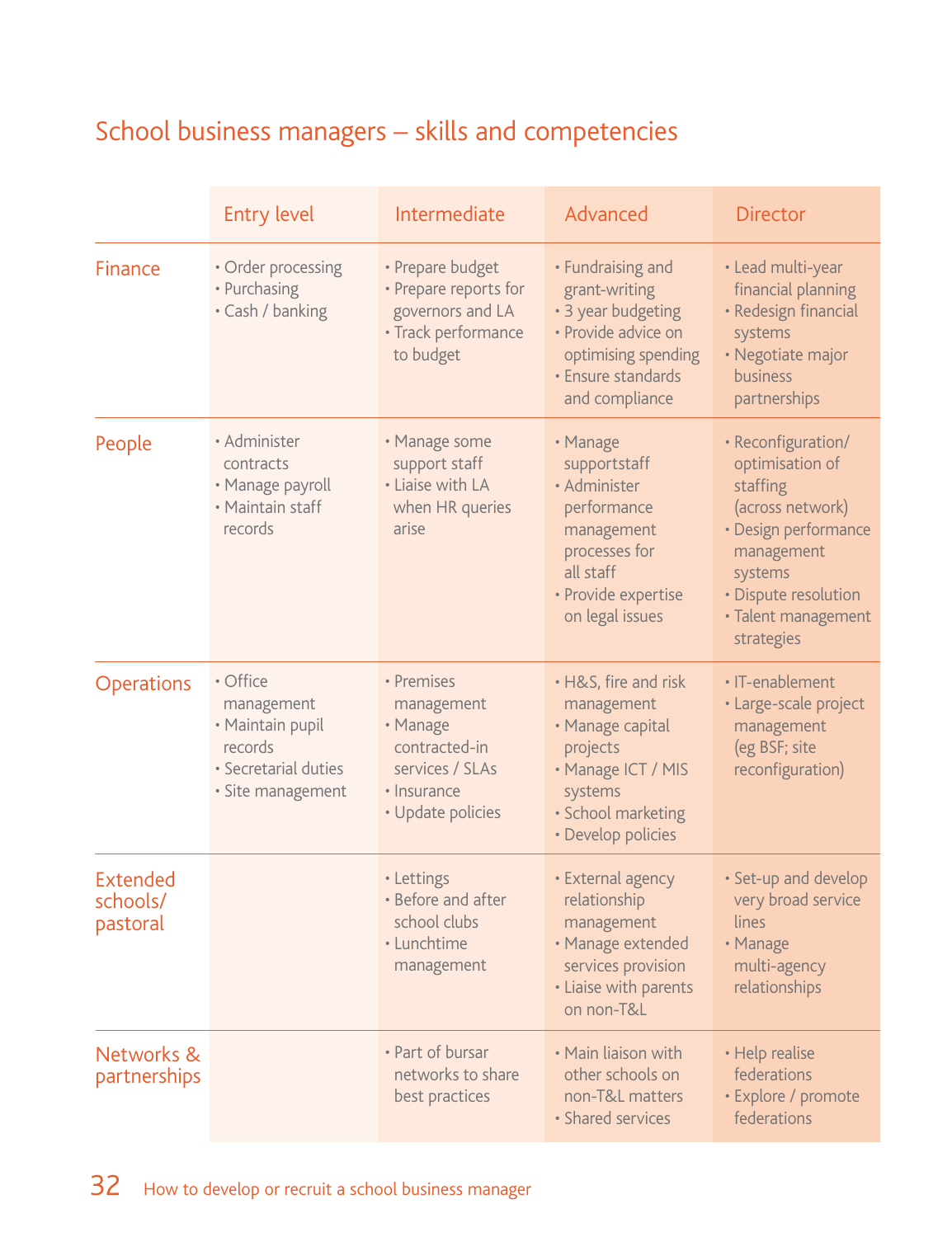## School business managers – skills and competencies

| | Entry level | Intermediate | Advanced | Director |
|---|---|---|---|---|
| Finance | • Order processing<br>• Purchasing<br>• Cash / banking | • Prepare budget<br>• Prepare reports for governors and LA<br>• Track performance to budget | • Fundraising and grant-writing<br>• 3 year budgeting<br>• Provide advice on optimising spending<br>• Ensure standards and compliance | • Lead multi-year financial planning<br>• Redesign financial systems<br>• Negotiate major business partnerships |
| People | • Administer contracts<br>• Manage payroll<br>• Maintain staff records | • Manage some support staff<br>• Liaise with LA when HR queries arise | • Manage supportstaff<br>• Administer performance management processes for all staff<br>• Provide expertise on legal issues | • Reconfiguration/ optimisation of staffing (across network)<br>• Design performance management systems<br>• Dispute resolution<br>• Talent management strategies |
| Operations | • Office management<br>• Maintain pupil records<br>• Secretarial duties<br>• Site management | • Premises management<br>• Manage contracted-in services / SLAs<br>• Insurance<br>• Update policies | • H&S, fire and risk management<br>• Manage capital projects<br>• Manage ICT / MIS systems<br>• School marketing<br>• Develop policies | • IT-enablement<br>• Large-scale project management (eg BSF; site reconfiguration) |
| Extended schools/ pastoral | | • Lettings<br>• Before and after school clubs<br>• Lunchtime management | • External agency relationship management<br>• Manage extended services provision<br>• Liaise with parents on non-T&L | • Set-up and develop very broad service lines<br>• Manage multi-agency relationships |
| Networks & partnerships | | • Part of bursar networks to share best practices | • Main liaison with other schools on non-T&L matters<br>• Shared services | • Help realise federations<br>• Explore / promote federations |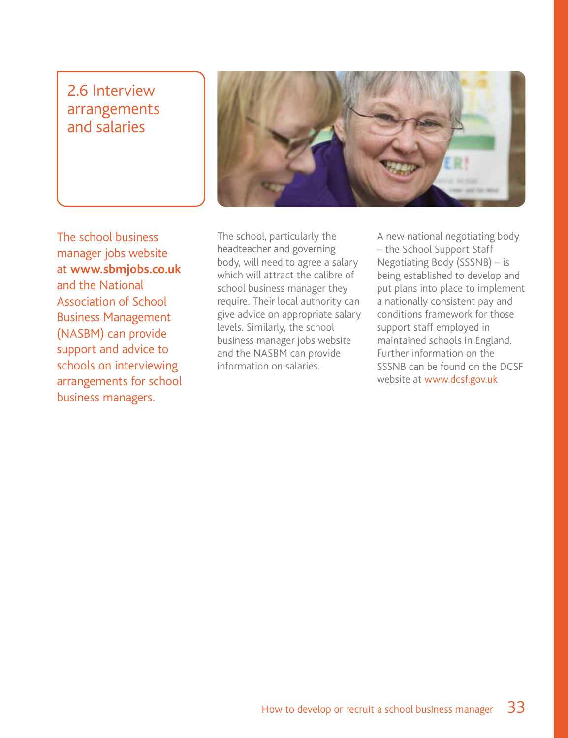## 2.6 Interview arrangements and salaries

The school business manager jobs website at **www.sbmjobs.co.uk** and the National Association of School Business Management (NASBM) can provide support and advice to schools on interviewing arrangements for school business managers.

The school, particularly the headteacher and governing body, will need to agree a salary which will attract the calibre of school business manager they require. Their local authority can give advice on appropriate salary levels. Similarly, the school business manager jobs website and the NASBM can provide information on salaries.

A new national negotiating body – the School Support Staff Negotiating Body (SSSNB) – is being established to develop and put plans into place to implement a nationally consistent pay and conditions framework for those support staff employed in maintained schools in England. Further information on the SSSNB can be found on the DCSF website at www.dcsf.gov.uk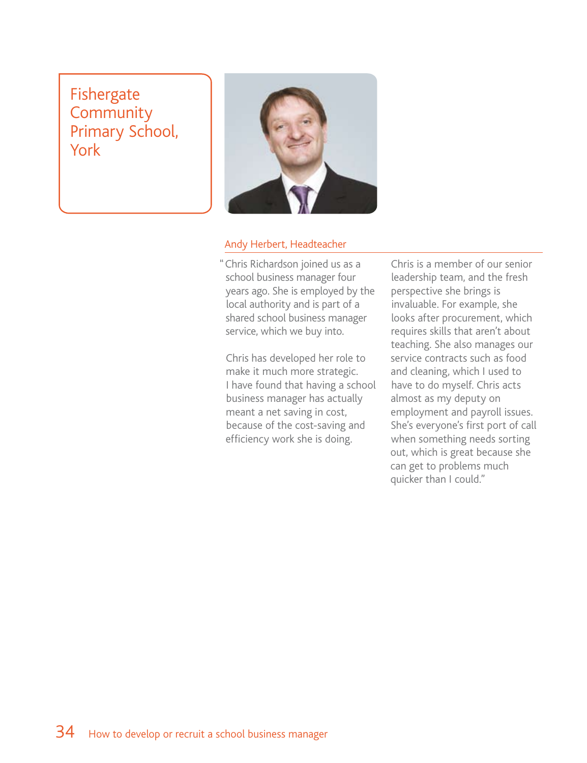# Fishergate Community Primary School, York

Andy Herbert, Headteacher

"Chris Richardson joined us as a school business manager four years ago. She is employed by the local authority and is part of a shared school business manager service, which we buy into.

Chris has developed her role to make it much more strategic. I have found that having a school business manager has actually meant a net saving in cost, because of the cost-saving and efficiency work she is doing.

Chris is a member of our senior leadership team, and the fresh perspective she brings is invaluable. For example, she looks after procurement, which requires skills that aren't about teaching. She also manages our service contracts such as food and cleaning, which I used to have to do myself. Chris acts almost as my deputy on employment and payroll issues. She's everyone's first port of call when something needs sorting out, which is great because she can get to problems much quicker than I could."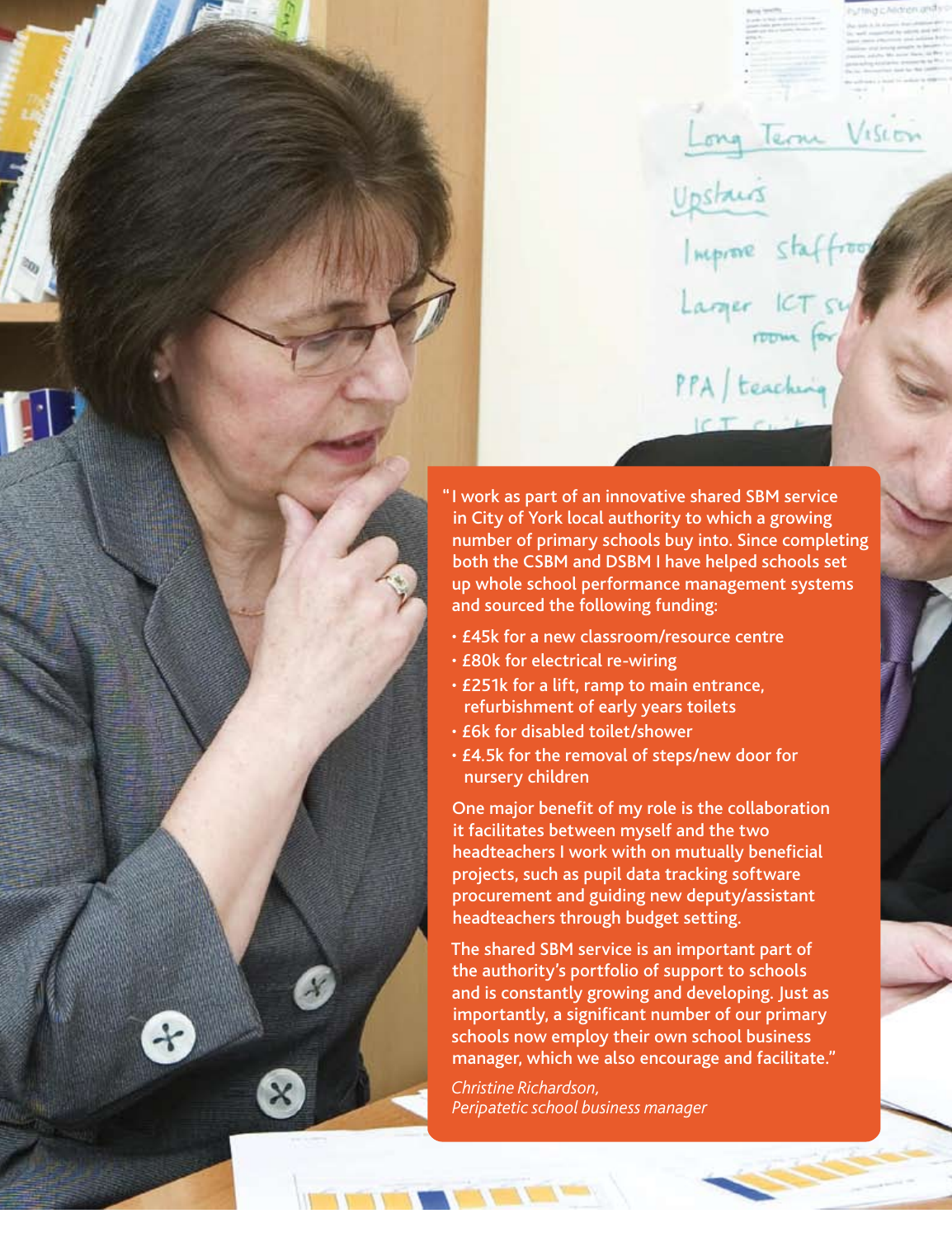"I work as part of an innovative shared SBM service in City of York local authority to which a growing number of primary schools buy into. Since completing both the CSBM and DSBM I have helped schools set up whole school performance management systems and sourced the following funding:

- £45k for a new classroom/resource centre
- £80k for electrical re-wiring
- £251k for a lift, ramp to main entrance, refurbishment of early years toilets
- £6k for disabled toilet/shower
- £4.5k for the removal of steps/new door for nursery children

One major benefit of my role is the collaboration it facilitates between myself and the two headteachers I work with on mutually beneficial projects, such as pupil data tracking software procurement and guiding new deputy/assistant headteachers through budget setting.

The shared SBM service is an important part of the authority's portfolio of support to schools and is constantly growing and developing. Just as importantly, a significant number of our primary schools now employ their own school business manager, which we also encourage and facilitate."

*Christine Richardson,*
*Peripatetic school business manager*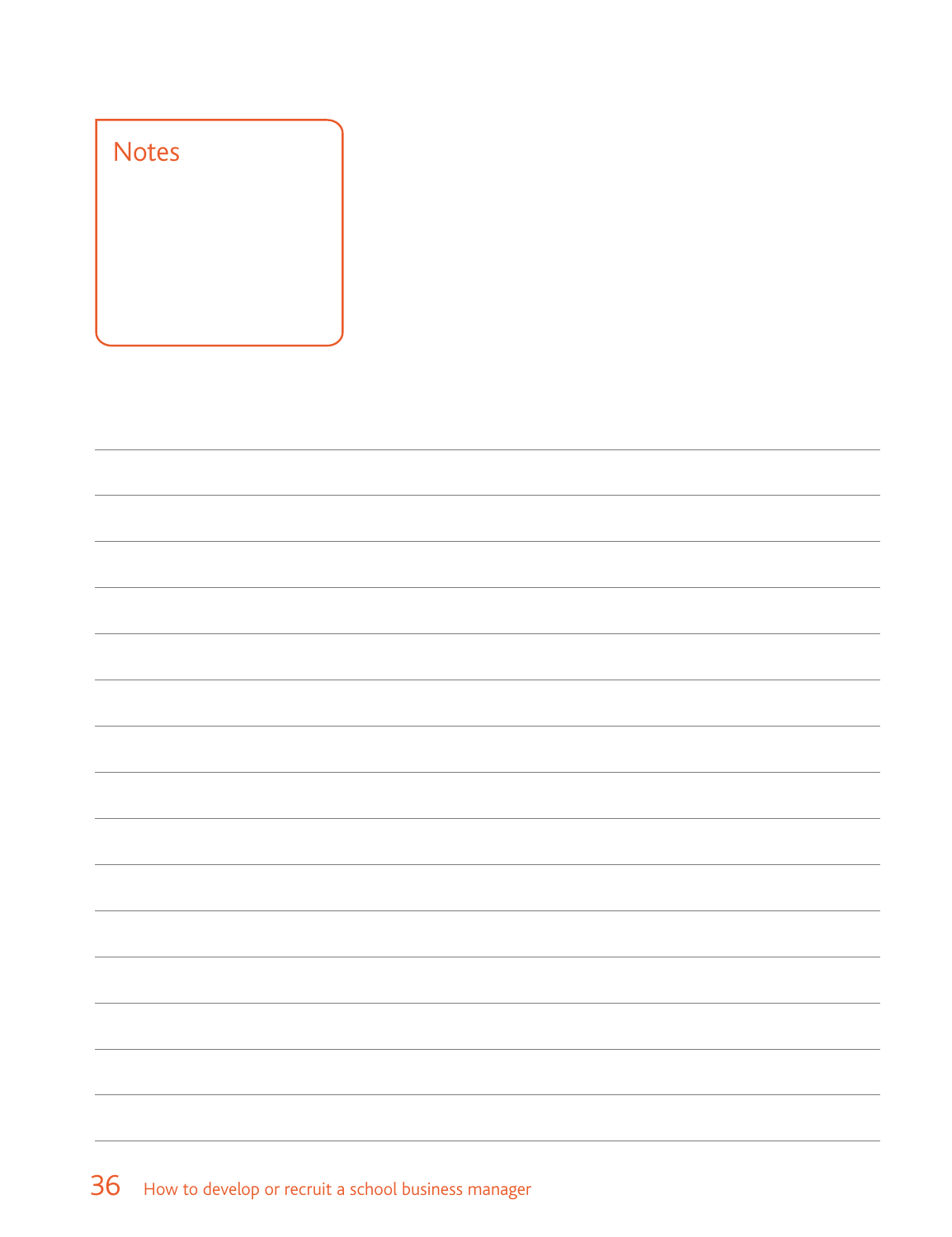# Notes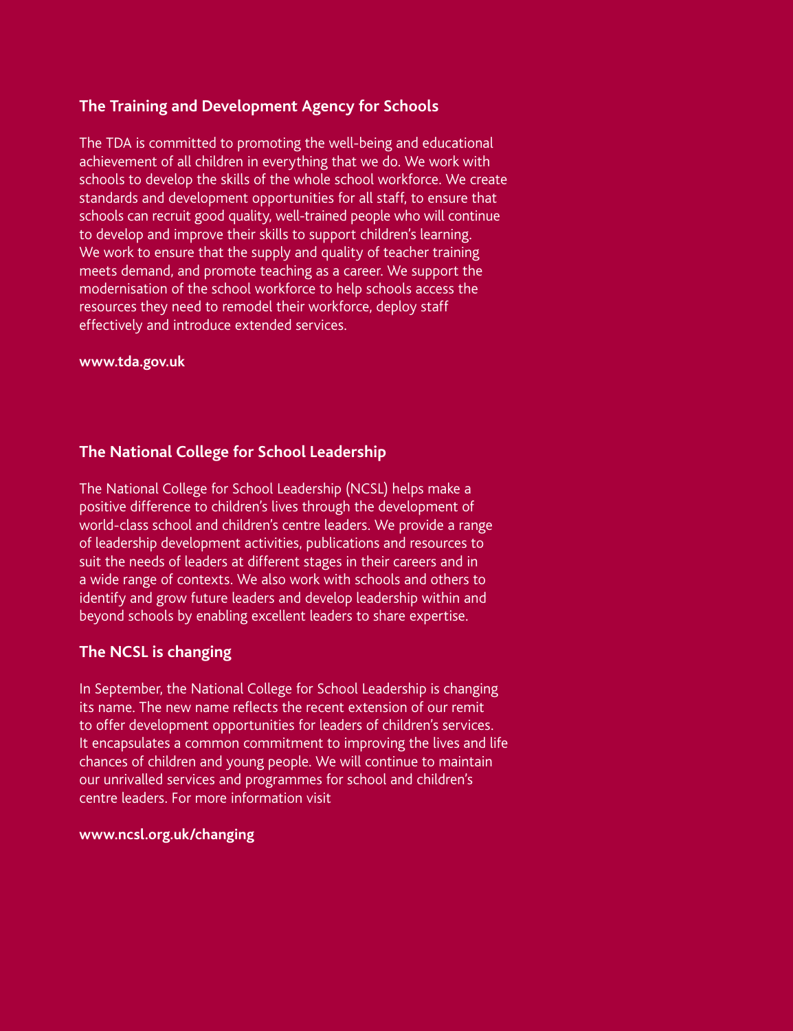## The Training and Development Agency for Schools

The TDA is committed to promoting the well-being and educational achievement of all children in everything that we do. We work with schools to develop the skills of the whole school workforce. We create standards and development opportunities for all staff, to ensure that schools can recruit good quality, well-trained people who will continue to develop and improve their skills to support children's learning. We work to ensure that the supply and quality of teacher training meets demand, and promote teaching as a career. We support the modernisation of the school workforce to help schools access the resources they need to remodel their workforce, deploy staff effectively and introduce extended services.

**www.tda.gov.uk**

## The National College for School Leadership

The National College for School Leadership (NCSL) helps make a positive difference to children's lives through the development of world-class school and children's centre leaders. We provide a range of leadership development activities, publications and resources to suit the needs of leaders at different stages in their careers and in a wide range of contexts. We also work with schools and others to identify and grow future leaders and develop leadership within and beyond schools by enabling excellent leaders to share expertise.

## The NCSL is changing

In September, the National College for School Leadership is changing its name. The new name reflects the recent extension of our remit to offer development opportunities for leaders of children's services. It encapsulates a common commitment to improving the lives and life chances of children and young people. We will continue to maintain our unrivalled services and programmes for school and children's centre leaders. For more information visit

**www.ncsl.org.uk/changing**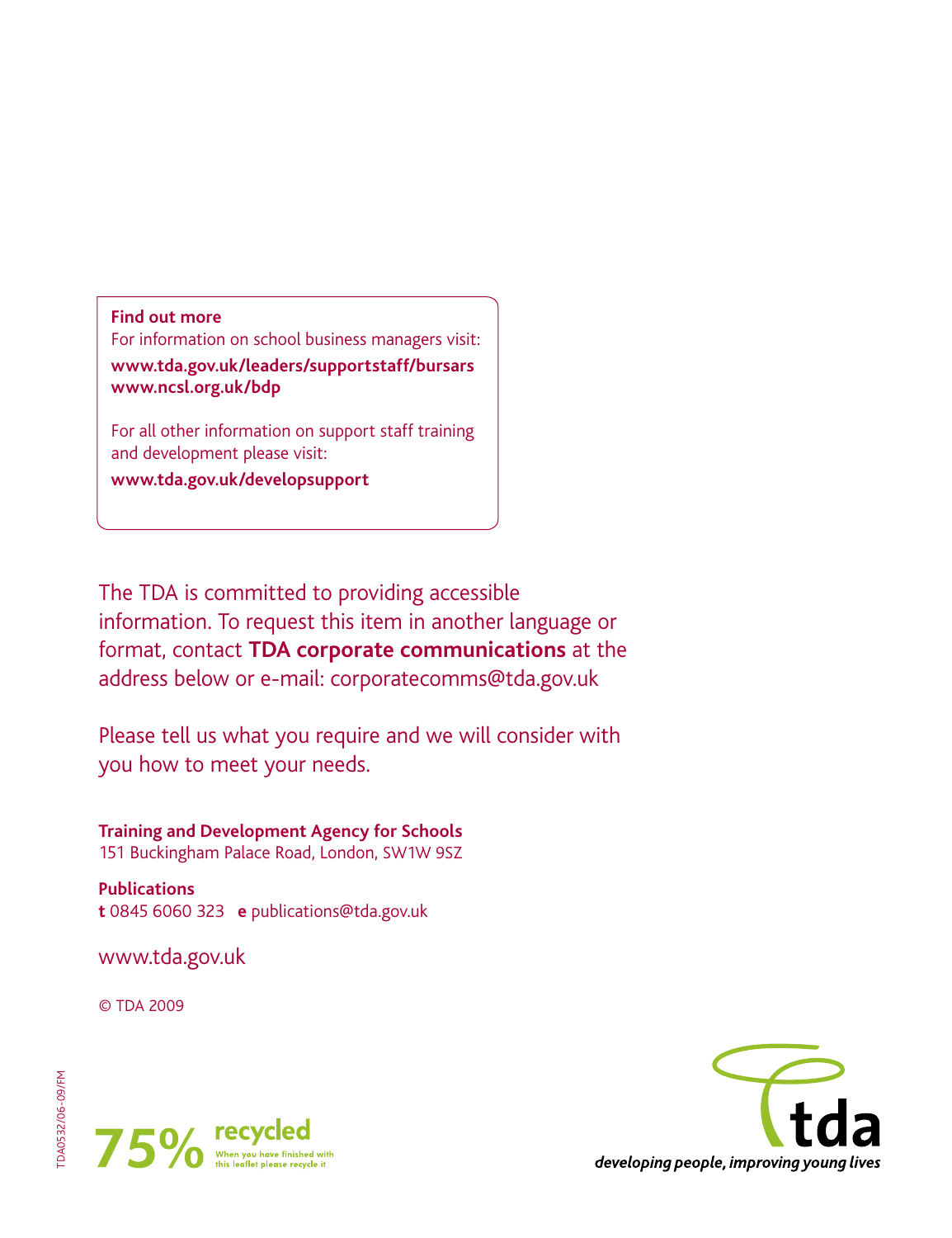**Find out more**

For information on school business managers visit:

**www.tda.gov.uk/leaders/supportstaff/bursars**
**www.ncsl.org.uk/bdp**

For all other information on support staff training and development please visit:

**www.tda.gov.uk/developsupport**

The TDA is committed to providing accessible information. To request this item in another language or format, contact **TDA corporate communications** at the address below or e-mail: corporatecomms@tda.gov.uk

Please tell us what you require and we will consider with you how to meet your needs.

**Training and Development Agency for Schools**
151 Buckingham Palace Road, London, SW1W 9SZ

**Publications**
**t** 0845 6060 323 **e** publications@tda.gov.uk

www.tda.gov.uk

© TDA 2009

TDA0532/06-09/FM

75% recycled
When you have finished with this leaflet please recycle it

tda
*developing people, improving young lives*